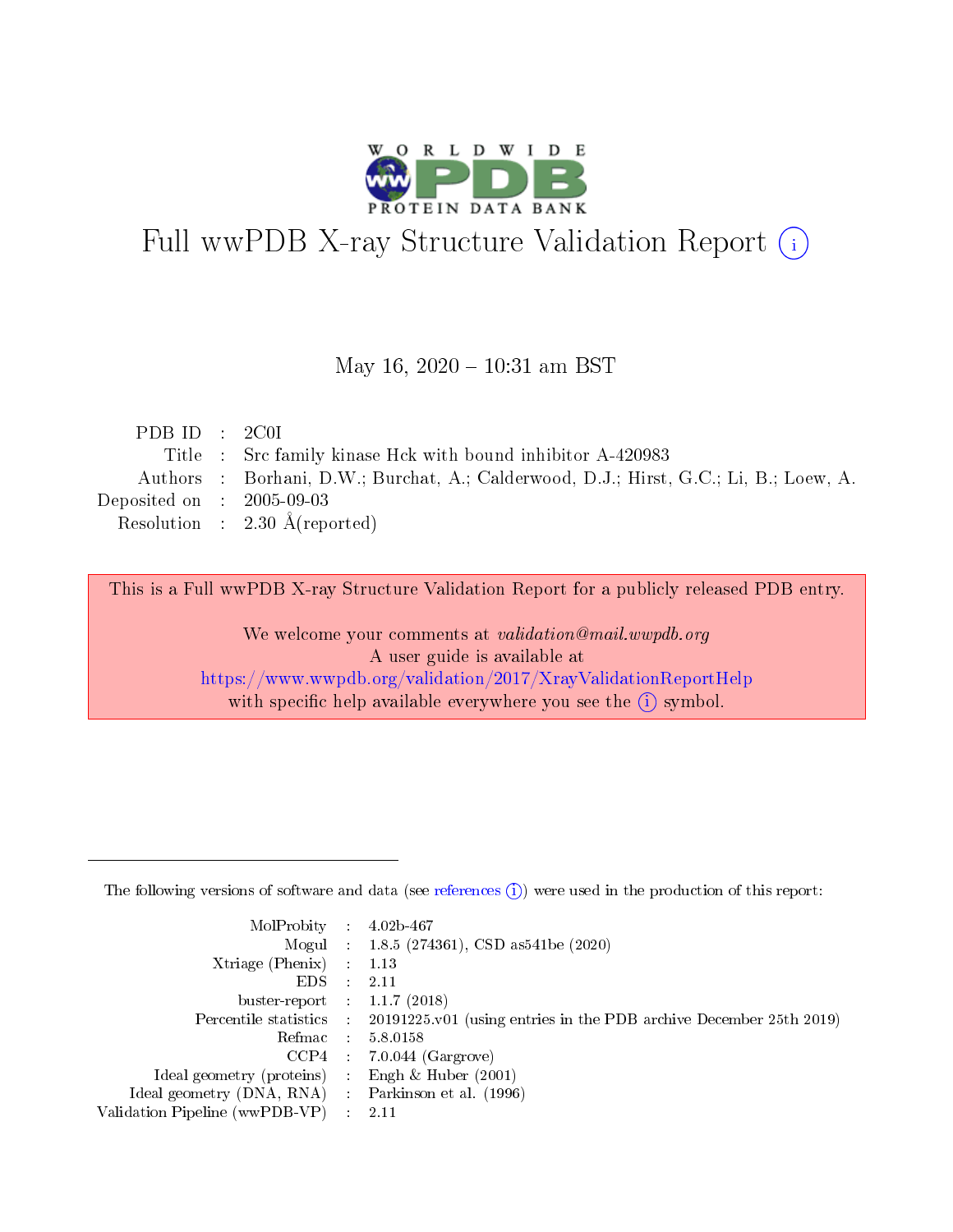# Full wwPDB X-ray Structure Validation Report (i)

May 16, 2020 – 10:31 am BST

| | | |
|---|---|---|
| PDB ID | : | 2C0I |
| Title | : | Src family kinase Hck with bound inhibitor A-420983 |
| Authors | : | Borhani, D.W.; Burchat, A.; Calderwood, D.J.; Hirst, G.C.; Li, B.; Loew, A. |
| Deposited on | : | 2005-09-03 |
| Resolution | : | 2.30 Å(reported) |

This is a Full wwPDB X-ray Structure Validation Report for a publicly released PDB entry.

We welcome your comments at *validation@mail.wwpdb.org*
A user guide is available at
https://www.wwpdb.org/validation/2017/XrayValidationReportHelp
with specific help available everywhere you see the (i) symbol.

---

The following versions of software and data (see references (i)) were used in the production of this report:

| | | |
|---|---|---|
| MolProbity | : | 4.02b-467 |
| Mogul | : | 1.8.5 (274361), CSD as541be (2020) |
| Xtriage (Phenix) | : | 1.13 |
| EDS | : | 2.11 |
| buster-report | : | 1.1.7 (2018) |
| Percentile statistics | : | 20191225.v01 (using entries in the PDB archive December 25th 2019) |
| Refmac | : | 5.8.0158 |
| CCP4 | : | 7.0.044 (Gargrove) |
| Ideal geometry (proteins) | : | Engh & Huber (2001) |
| Ideal geometry (DNA, RNA) | : | Parkinson et al. (1996) |
| Validation Pipeline (wwPDB-VP) | : | 2.11 |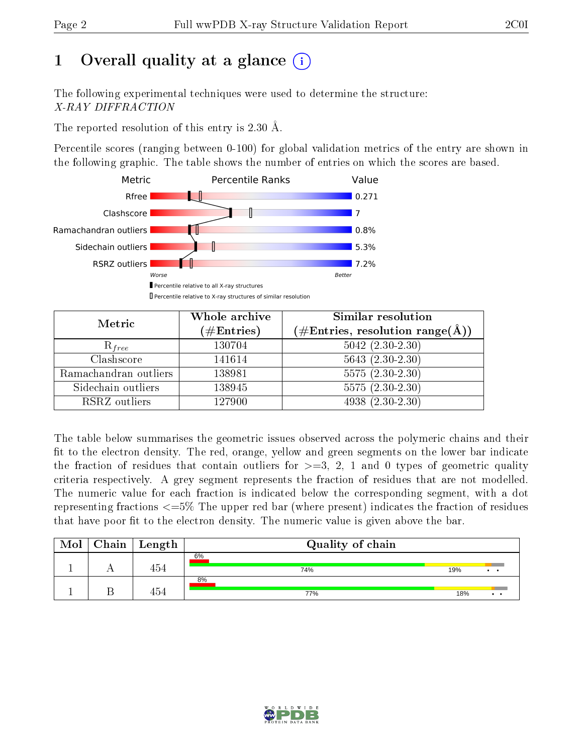# 1 Overall quality at a glance

The following experimental techniques were used to determine the structure:
*X-RAY DIFFRACTION*

The reported resolution of this entry is 2.30 Å.

Percentile scores (ranging between 0-100) for global validation metrics of the entry are shown in the following graphic. The table shows the number of entries on which the scores are based.

| Metric | Value |
|---|---|
| Rfree | 0.271 |
| Clashscore | 7 |
| Ramachandran outliers | 0.8% |
| Sidechain outliers | 5.3% |
| RSRZ outliers | 7.2% |

| Metric | Whole archive (#Entries) | Similar resolution (#Entries, resolution range(Å)) |
|---|---|---|
| $R_{free}$ | 130704 | 5042 (2.30-2.30) |
| Clashscore | 141614 | 5643 (2.30-2.30) |
| Ramachandran outliers | 138981 | 5575 (2.30-2.30) |
| Sidechain outliers | 138945 | 5575 (2.30-2.30) |
| RSRZ outliers | 127900 | 4938 (2.30-2.30) |

The table below summarises the geometric issues observed across the polymeric chains and their fit to the electron density. The red, orange, yellow and green segments on the lower bar indicate the fraction of residues that contain outliers for >=3, 2, 1 and 0 types of geometric quality criteria respectively. A grey segment represents the fraction of residues that are not modelled. The numeric value for each fraction is indicated below the corresponding segment, with a dot representing fractions <=5% The upper red bar (where present) indicates the fraction of residues that have poor fit to the electron density. The numeric value is given above the bar.

| Mol | Chain | Length | Quality of chain |
|---|---|---|---|
| 1 | A | 454 | 6% (poor fit); 74%, 19%, •, • |
| 1 | B | 454 | 8% (poor fit); 77%, 18%, •, • |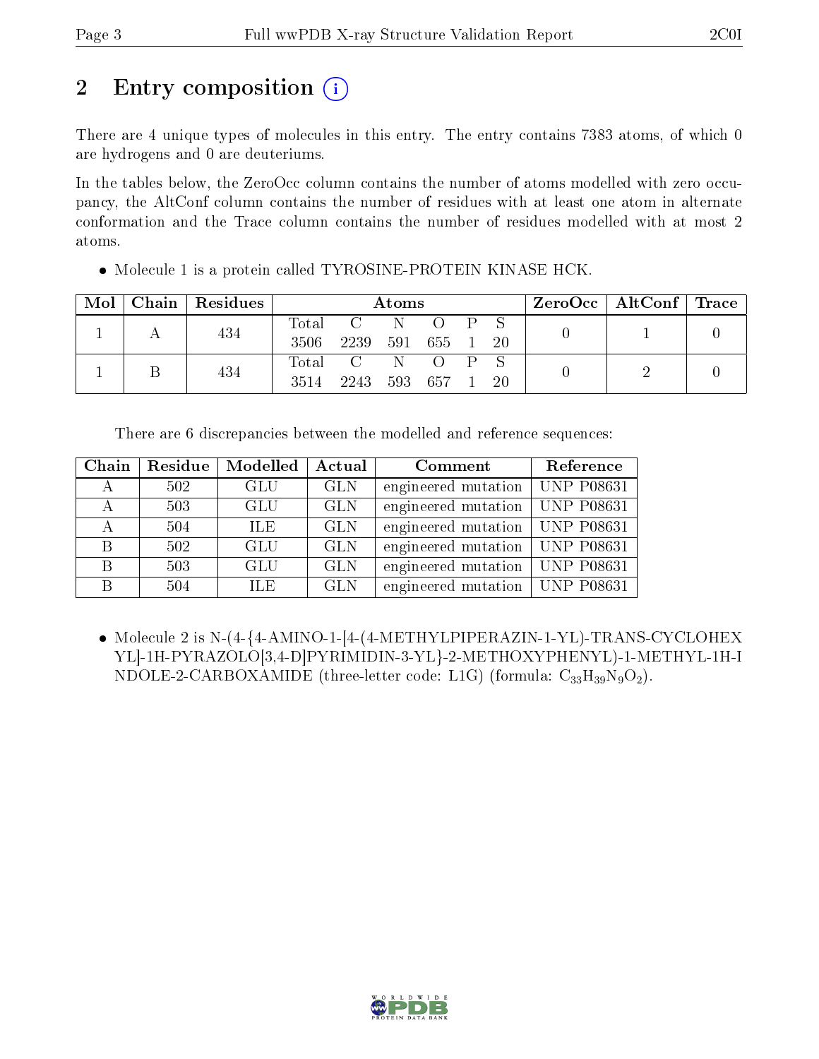## 2 Entry composition

There are 4 unique types of molecules in this entry. The entry contains 7383 atoms, of which 0 are hydrogens and 0 are deuteriums.

In the tables below, the ZeroOcc column contains the number of atoms modelled with zero occupancy, the AltConf column contains the number of residues with at least one atom in alternate conformation and the Trace column contains the number of residues modelled with at most 2 atoms.

- Molecule 1 is a protein called TYROSINE-PROTEIN KINASE HCK.

| Mol | Chain | Residues | Atoms | | | | | | ZeroOcc | AltConf | Trace |
|---|---|---|---|---|---|---|---|---|---|---|---|
| 1 | A | 434 | Total | C | N | O | P | S | 0 | 1 | 0 |
| | | | 3506 | 2239 | 591 | 655 | 1 | 20 | | | |
| 1 | B | 434 | Total | C | N | O | P | S | 0 | 2 | 0 |
| | | | 3514 | 2243 | 593 | 657 | 1 | 20 | | | |

There are 6 discrepancies between the modelled and reference sequences:

| Chain | Residue | Modelled | Actual | Comment | Reference |
|---|---|---|---|---|---|
| A | 502 | GLU | GLN | engineered mutation | UNP P08631 |
| A | 503 | GLU | GLN | engineered mutation | UNP P08631 |
| A | 504 | ILE | GLN | engineered mutation | UNP P08631 |
| B | 502 | GLU | GLN | engineered mutation | UNP P08631 |
| B | 503 | GLU | GLN | engineered mutation | UNP P08631 |
| B | 504 | ILE | GLN | engineered mutation | UNP P08631 |

- Molecule 2 is N-(4-{4-AMINO-1-[4-(4-METHYLPIPERAZIN-1-YL)-TRANS-CYCLOHEXYL]-1H-PYRAZOLO[3,4-D]PYRIMIDIN-3-YL}-2-METHOXYPHENYL)-1-METHYL-1H-INDOLE-2-CARBOXAMIDE (three-letter code: L1G) (formula: $C_{33}H_{39}N_9O_2$).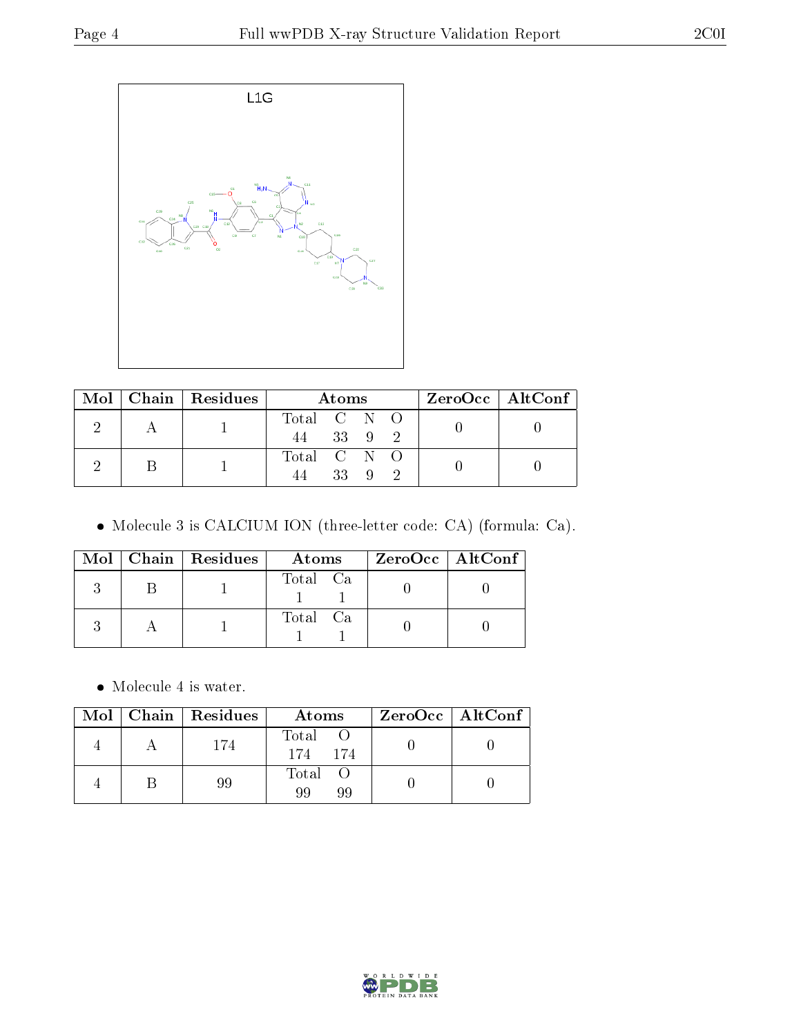L1G

| Mol | Chain | Residues | Atoms | ZeroOcc | AltConf |
|---|---|---|---|---|---|
| 2 | A | 1 | Total C N O<br>44 33 9 2 | 0 | 0 |
| 2 | B | 1 | Total C N O<br>44 33 9 2 | 0 | 0 |

- Molecule 3 is CALCIUM ION (three-letter code: CA) (formula: Ca).

| Mol | Chain | Residues | Atoms | ZeroOcc | AltConf |
|---|---|---|---|---|---|
| 3 | B | 1 | Total Ca<br>1 1 | 0 | 0 |
| 3 | A | 1 | Total Ca<br>1 1 | 0 | 0 |

- Molecule 4 is water.

| Mol | Chain | Residues | Atoms | ZeroOcc | AltConf |
|---|---|---|---|---|---|
| 4 | A | 174 | Total O<br>174 174 | 0 | 0 |
| 4 | B | 99 | Total O<br>99 99 | 0 | 0 |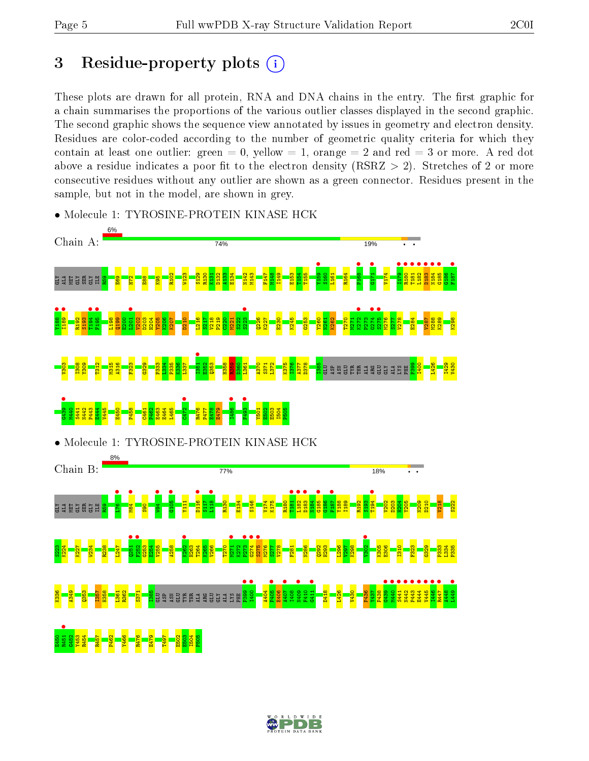# 3 Residue-property plots

These plots are drawn for all protein, RNA and DNA chains in the entry. The first graphic for a chain summarises the proportions of the various outlier classes displayed in the second graphic. The second graphic shows the sequence view annotated by issues in geometry and electron density. Residues are color-coded according to the number of geometric quality criteria for which they contain at least one outlier: green = 0, yellow = 1, orange = 2 and red = 3 or more. A red dot above a residue indicates a poor fit to the electron density (RSRZ > 2). Stretches of 2 or more consecutive residues without any outlier are shown as a green connector. Residues present in the sample, but not in the model, are shown in grey.

- Molecule 1: TYROSINE-PROTEIN KINASE HCK

Chain A: 6% | 74% | 19% | • •

GLY ALA MET GLY SER GLY ILE R59 E69 H72 E88 K95 R102 W123 S129 R130 K131 D132 A133 E134 N142 M143 F147 M148 I149 E153 T154 T155 V159 S160 L161 R164 P168 G171 V174 I179 R180 T181 L182 D183 N184 G185 G186 F187 Y188 I189 R192 S193 T194 F195 L198 Q199 E200 L201 V202 D203 H204 Y205 K206 K207 D210 L216 S217 V218 P219 C220 M221 S222 S223 Q226 K227 E230 K245 G253 V260 N261 K262 T270 M271 K272 G274 S275 M276 S277 V278 E284 V287 M288 K289 K298 V303 I308 Y309 T312 M315 A316 F323 G329 P333 L334 P335 K336 L337 I351 E352 Q353 H358 R359 D360 L361 A370 S371 L372 K375 I376 A377 D378 I385 GLU ASP ASN GLU TYR THR ALA ARG GLU GLY ALA LYS PHE P399 I400 L426 I429 V430 G439 M440 S441 N442 P443 E444 V445 E450 P458 C461 P462 E463 E464 L465 C472 R476 P477 E478 E479 I486 F493 Y501 E502 E503 I504 P505

- Molecule 1: TYROSINE-PROTEIN KINASE HCK

Chain B: 8% | 77% | 18% | • •

GLY ALA MET GLY SER GLY ILE R59 L76 M84 S90 W94 G105 Y111 D116 S117 L118 R130 E134 S146 V174 K175 R180 T181 L182 D183 N184 G185 G186 F187 Y188 I189 R192 S193 T194 V202 D203 H204 Y205 N209 D210 V218 S222 S223 K224 K227 W234 R238 L247 Q251 F252 G253 E254 V255 A258 K262 H263 T264 K265 V266 T270 M271 K272 P273 G274 S275 M276 S277 V278 F281 N286 Q292 H293 L296 V297 K298 V302 K305 E306 I310 F323 G329 P333 L334 P335 K336 A349 Q353 I357 H358 L361 R362 S371 I385 GLU ASP ASN GLU TYR THR ALA ARG GLU GLY ALA LYS PHE P399 I400 A404 P405 E406 A407 I408 N409 F410 G411 D418 L426 V430 P436 Y437 P438 G439 M440 S441 N442 P443 E444 V445 I446 R447 A448 L449 E450 R451 G452 Y453 R454 R457 P462 Y466 R476 E479 T497 E502 E503 I504 P505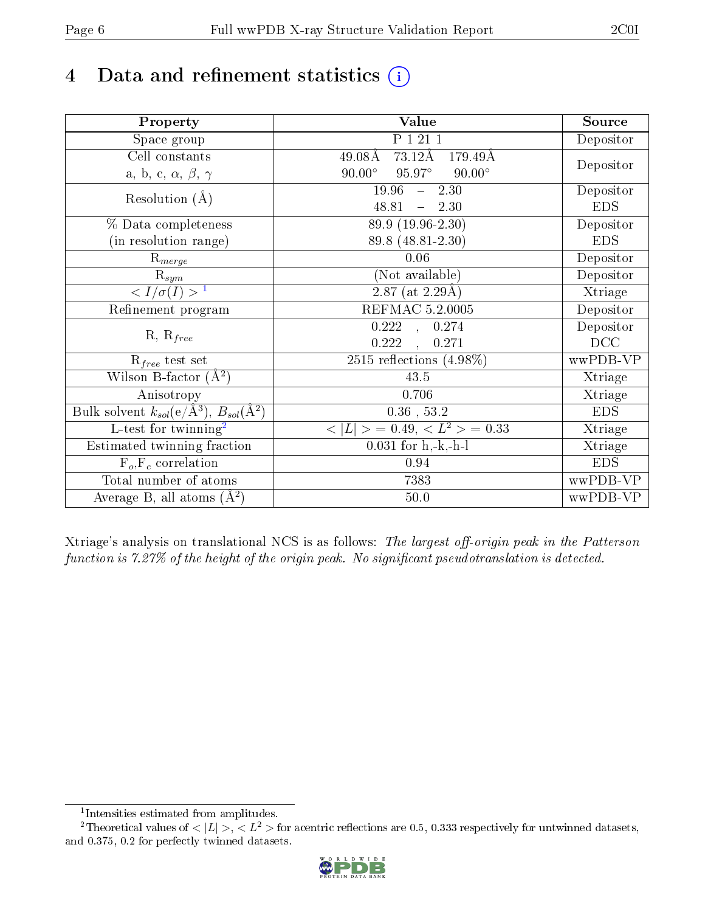# 4 Data and refinement statistics (i)

| Property | Value | Source |
|---|---|---|
| Space group | P 1 21 1 | Depositor |
| Cell constants<br>a, b, c, $\alpha$, $\beta$, $\gamma$ | 49.08Å 73.12Å 179.49Å<br>90.00° 95.97° 90.00° | Depositor |
| Resolution (Å) | 19.96 – 2.30<br>48.81 – 2.30 | Depositor<br>EDS |
| % Data completeness<br>(in resolution range) | 89.9 (19.96-2.30)<br>89.8 (48.81-2.30) | Depositor<br>EDS |
| $R_{merge}$ | 0.06 | Depositor |
| $R_{sym}$ | (Not available) | Depositor |
| $< I/\sigma(I) >$ [1] | 2.87 (at 2.29Å) | Xtriage |
| Refinement program | REFMAC 5.2.0005 | Depositor |
| R, $R_{free}$ | 0.222 , 0.274<br>0.222 , 0.271 | Depositor<br>DCC |
| $R_{free}$ test set | 2515 reflections (4.98%) | wwPDB-VP |
| Wilson B-factor (Å$^2$) | 43.5 | Xtriage |
| Anisotropy | 0.706 | Xtriage |
| Bulk solvent $k_{sol}$(e/Å$^3$), $B_{sol}$(Å$^2$) | 0.36 , 53.2 | EDS |
| L-test for twinning[2] | $< \lvert L \rvert >$ = 0.49, $< L^2 >$ = 0.33 | Xtriage |
| Estimated twinning fraction | 0.031 for h,-k,-h-l | Xtriage |
| $F_o$,$F_c$ correlation | 0.94 | EDS |
| Total number of atoms | 7383 | wwPDB-VP |
| Average B, all atoms (Å$^2$) | 50.0 | wwPDB-VP |

Xtriage's analysis on translational NCS is as follows: *The largest off-origin peak in the Patterson function is 7.27% of the height of the origin peak. No significant pseudotranslation is detected.*

[1] Intensities estimated from amplitudes.

[2] Theoretical values of $< \lvert L \rvert >$, $< L^2 >$ for acentric reflections are 0.5, 0.333 respectively for untwinned datasets, and 0.375, 0.2 for perfectly twinned datasets.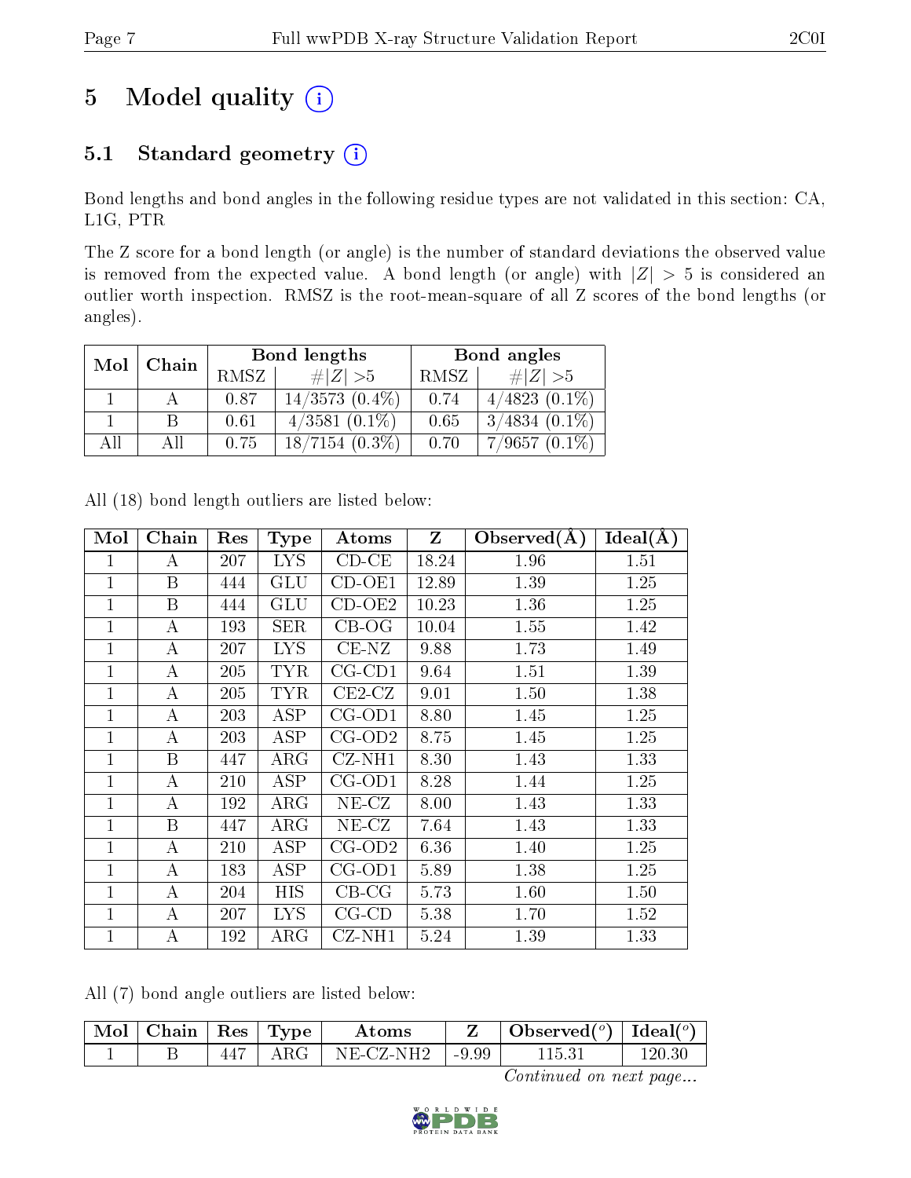# 5 Model quality

## 5.1 Standard geometry

Bond lengths and bond angles in the following residue types are not validated in this section: CA, L1G, PTR

The Z score for a bond length (or angle) is the number of standard deviations the observed value is removed from the expected value. A bond length (or angle) with $|Z| > 5$ is considered an outlier worth inspection. RMSZ is the root-mean-square of all Z scores of the bond lengths (or angles).

| Mol | Chain | Bond lengths | | Bond angles | |
|---|---|---|---|---|---|
| | | RMSZ | $\#\|Z\| >5$ | RMSZ | $\#\|Z\| >5$ |
| 1 | A | 0.87 | 14/3573 (0.4%) | 0.74 | 4/4823 (0.1%) |
| 1 | B | 0.61 | 4/3581 (0.1%) | 0.65 | 3/4834 (0.1%) |
| All | All | 0.75 | 18/7154 (0.3%) | 0.70 | 7/9657 (0.1%) |

All (18) bond length outliers are listed below:

| Mol | Chain | Res | Type | Atoms | Z | Observed(Å) | Ideal(Å) |
|---|---|---|---|---|---|---|---|
| 1 | A | 207 | LYS | CD-CE | 18.24 | 1.96 | 1.51 |
| 1 | B | 444 | GLU | CD-OE1 | 12.89 | 1.39 | 1.25 |
| 1 | B | 444 | GLU | CD-OE2 | 10.23 | 1.36 | 1.25 |
| 1 | A | 193 | SER | CB-OG | 10.04 | 1.55 | 1.42 |
| 1 | A | 207 | LYS | CE-NZ | 9.88 | 1.73 | 1.49 |
| 1 | A | 205 | TYR | CG-CD1 | 9.64 | 1.51 | 1.39 |
| 1 | A | 205 | TYR | CE2-CZ | 9.01 | 1.50 | 1.38 |
| 1 | A | 203 | ASP | CG-OD1 | 8.80 | 1.45 | 1.25 |
| 1 | A | 203 | ASP | CG-OD2 | 8.75 | 1.45 | 1.25 |
| 1 | B | 447 | ARG | CZ-NH1 | 8.30 | 1.43 | 1.33 |
| 1 | A | 210 | ASP | CG-OD1 | 8.28 | 1.44 | 1.25 |
| 1 | A | 192 | ARG | NE-CZ | 8.00 | 1.43 | 1.33 |
| 1 | B | 447 | ARG | NE-CZ | 7.64 | 1.43 | 1.33 |
| 1 | A | 210 | ASP | CG-OD2 | 6.36 | 1.40 | 1.25 |
| 1 | A | 183 | ASP | CG-OD1 | 5.89 | 1.38 | 1.25 |
| 1 | A | 204 | HIS | CB-CG | 5.73 | 1.60 | 1.50 |
| 1 | A | 207 | LYS | CG-CD | 5.38 | 1.70 | 1.52 |
| 1 | A | 192 | ARG | CZ-NH1 | 5.24 | 1.39 | 1.33 |

All (7) bond angle outliers are listed below:

| Mol | Chain | Res | Type | Atoms | Z | Observed(°) | Ideal(°) |
|---|---|---|---|---|---|---|---|
| 1 | B | 447 | ARG | NE-CZ-NH2 | -9.99 | 115.31 | 120.30 |

*Continued on next page...*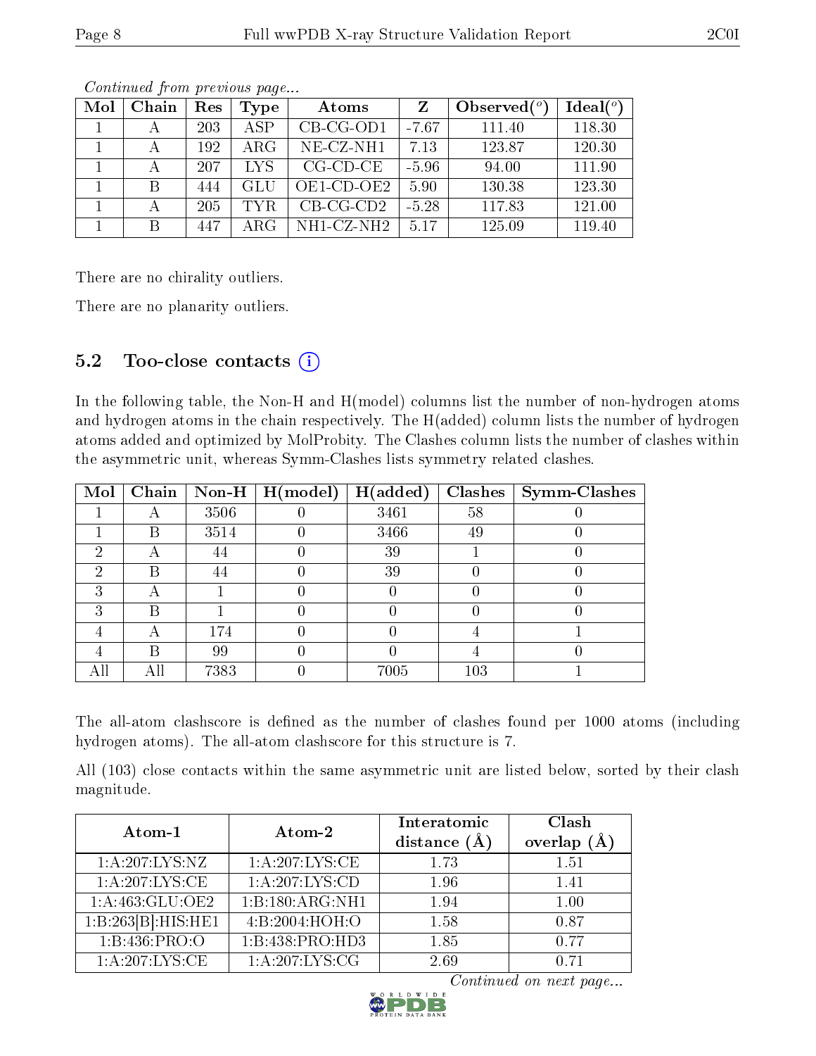*Continued from previous page...*

| Mol | Chain | Res | Type | Atoms | Z | Observed(°) | Ideal(°) |
|---|---|---|---|---|---|---|---|
| 1 | A | 203 | ASP | CB-CG-OD1 | -7.67 | 111.40 | 118.30 |
| 1 | A | 192 | ARG | NE-CZ-NH1 | 7.13 | 123.87 | 120.30 |
| 1 | A | 207 | LYS | CG-CD-CE | -5.96 | 94.00 | 111.90 |
| 1 | B | 444 | GLU | OE1-CD-OE2 | 5.90 | 130.38 | 123.30 |
| 1 | A | 205 | TYR | CB-CG-CD2 | -5.28 | 117.83 | 121.00 |
| 1 | B | 447 | ARG | NH1-CZ-NH2 | 5.17 | 125.09 | 119.40 |

There are no chirality outliers.

There are no planarity outliers.

## 5.2 Too-close contacts

In the following table, the Non-H and H(model) columns list the number of non-hydrogen atoms and hydrogen atoms in the chain respectively. The H(added) column lists the number of hydrogen atoms added and optimized by MolProbity. The Clashes column lists the number of clashes within the asymmetric unit, whereas Symm-Clashes lists symmetry related clashes.

| Mol | Chain | Non-H | H(model) | H(added) | Clashes | Symm-Clashes |
|---|---|---|---|---|---|---|
| 1 | A | 3506 | 0 | 3461 | 58 | 0 |
| 1 | B | 3514 | 0 | 3466 | 49 | 0 |
| 2 | A | 44 | 0 | 39 | 1 | 0 |
| 2 | B | 44 | 0 | 39 | 0 | 0 |
| 3 | A | 1 | 0 | 0 | 0 | 0 |
| 3 | B | 1 | 0 | 0 | 0 | 0 |
| 4 | A | 174 | 0 | 0 | 4 | 1 |
| 4 | B | 99 | 0 | 0 | 4 | 0 |
| All | All | 7383 | 0 | 7005 | 103 | 1 |

The all-atom clashscore is defined as the number of clashes found per 1000 atoms (including hydrogen atoms). The all-atom clashscore for this structure is 7.

All (103) close contacts within the same asymmetric unit are listed below, sorted by their clash magnitude.

| Atom-1 | Atom-2 | Interatomic distance (Å) | Clash overlap (Å) |
|---|---|---|---|
| 1:A:207:LYS:NZ | 1:A:207:LYS:CE | 1.73 | 1.51 |
| 1:A:207:LYS:CE | 1:A:207:LYS:CD | 1.96 | 1.41 |
| 1:A:463:GLU:OE2 | 1:B:180:ARG:NH1 | 1.94 | 1.00 |
| 1:B:263[B]:HIS:HE1 | 4:B:2004:HOH:O | 1.58 | 0.87 |
| 1:B:436:PRO:O | 1:B:438:PRO:HD3 | 1.85 | 0.77 |
| 1:A:207:LYS:CE | 1:A:207:LYS:CG | 2.69 | 0.71 |

*Continued on next page...*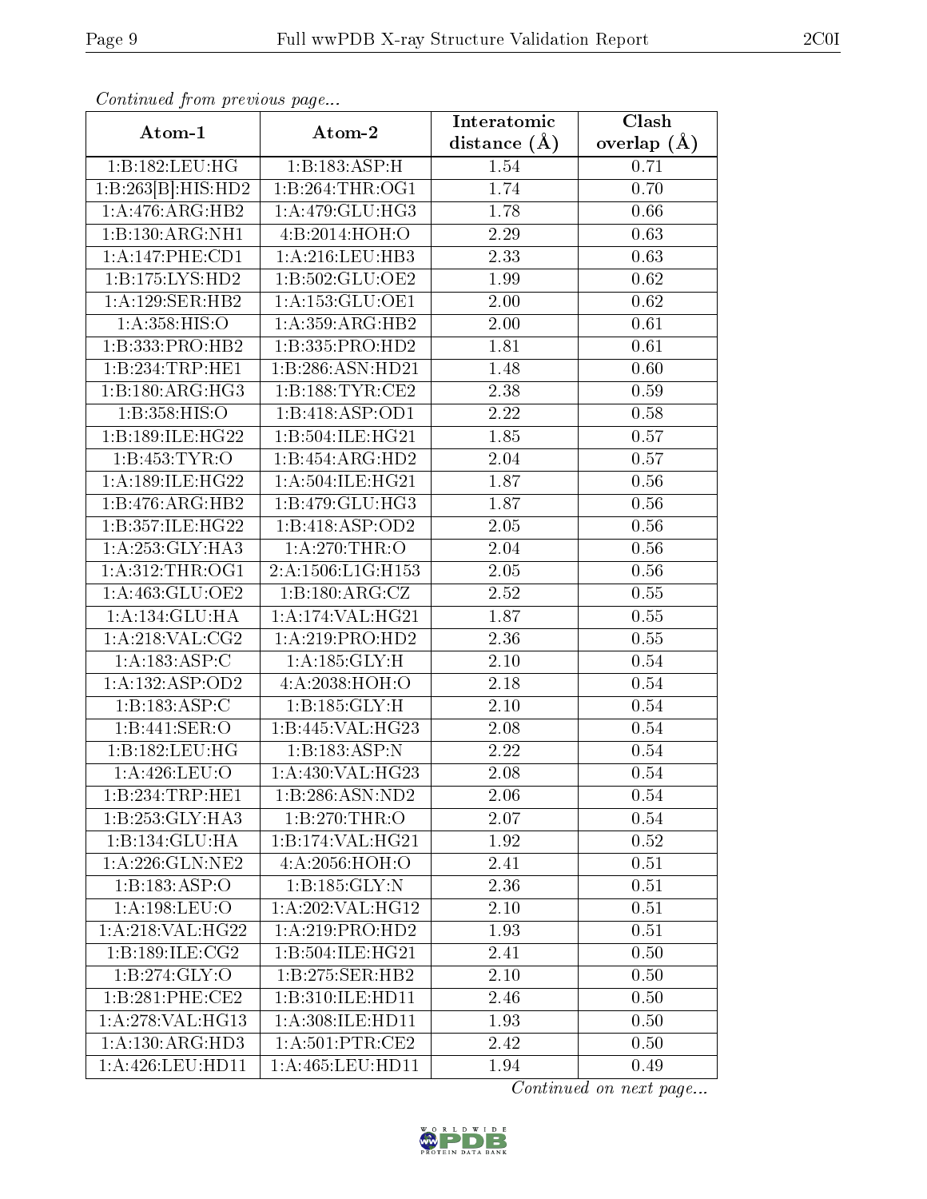*Continued from previous page...*

| Atom-1 | Atom-2 | Interatomic distance (Å) | Clash overlap (Å) |
|---|---|---|---|
| 1:B:182:LEU:HG | 1:B:183:ASP:H | 1.54 | 0.71 |
| 1:B:263[B]:HIS:HD2 | 1:B:264:THR:OG1 | 1.74 | 0.70 |
| 1:A:476:ARG:HB2 | 1:A:479:GLU:HG3 | 1.78 | 0.66 |
| 1:B:130:ARG:NH1 | 4:B:2014:HOH:O | 2.29 | 0.63 |
| 1:A:147:PHE:CD1 | 1:A:216:LEU:HB3 | 2.33 | 0.63 |
| 1:B:175:LYS:HD2 | 1:B:502:GLU:OE2 | 1.99 | 0.62 |
| 1:A:129:SER:HB2 | 1:A:153:GLU:OE1 | 2.00 | 0.62 |
| 1:A:358:HIS:O | 1:A:359:ARG:HB2 | 2.00 | 0.61 |
| 1:B:333:PRO:HB2 | 1:B:335:PRO:HD2 | 1.81 | 0.61 |
| 1:B:234:TRP:HE1 | 1:B:286:ASN:HD21 | 1.48 | 0.60 |
| 1:B:180:ARG:HG3 | 1:B:188:TYR:CE2 | 2.38 | 0.59 |
| 1:B:358:HIS:O | 1:B:418:ASP:OD1 | 2.22 | 0.58 |
| 1:B:189:ILE:HG22 | 1:B:504:ILE:HG21 | 1.85 | 0.57 |
| 1:B:453:TYR:O | 1:B:454:ARG:HD2 | 2.04 | 0.57 |
| 1:A:189:ILE:HG22 | 1:A:504:ILE:HG21 | 1.87 | 0.56 |
| 1:B:476:ARG:HB2 | 1:B:479:GLU:HG3 | 1.87 | 0.56 |
| 1:B:357:ILE:HG22 | 1:B:418:ASP:OD2 | 2.05 | 0.56 |
| 1:A:253:GLY:HA3 | 1:A:270:THR:O | 2.04 | 0.56 |
| 1:A:312:THR:OG1 | 2:A:1506:L1G:H153 | 2.05 | 0.56 |
| 1:A:463:GLU:OE2 | 1:B:180:ARG:CZ | 2.52 | 0.55 |
| 1:A:134:GLU:HA | 1:A:174:VAL:HG21 | 1.87 | 0.55 |
| 1:A:218:VAL:CG2 | 1:A:219:PRO:HD2 | 2.36 | 0.55 |
| 1:A:183:ASP:C | 1:A:185:GLY:H | 2.10 | 0.54 |
| 1:A:132:ASP:OD2 | 4:A:2038:HOH:O | 2.18 | 0.54 |
| 1:B:183:ASP:C | 1:B:185:GLY:H | 2.10 | 0.54 |
| 1:B:441:SER:O | 1:B:445:VAL:HG23 | 2.08 | 0.54 |
| 1:B:182:LEU:HG | 1:B:183:ASP:N | 2.22 | 0.54 |
| 1:A:426:LEU:O | 1:A:430:VAL:HG23 | 2.08 | 0.54 |
| 1:B:234:TRP:HE1 | 1:B:286:ASN:ND2 | 2.06 | 0.54 |
| 1:B:253:GLY:HA3 | 1:B:270:THR:O | 2.07 | 0.54 |
| 1:B:134:GLU:HA | 1:B:174:VAL:HG21 | 1.92 | 0.52 |
| 1:A:226:GLN:NE2 | 4:A:2056:HOH:O | 2.41 | 0.51 |
| 1:B:183:ASP:O | 1:B:185:GLY:N | 2.36 | 0.51 |
| 1:A:198:LEU:O | 1:A:202:VAL:HG12 | 2.10 | 0.51 |
| 1:A:218:VAL:HG22 | 1:A:219:PRO:HD2 | 1.93 | 0.51 |
| 1:B:189:ILE:CG2 | 1:B:504:ILE:HG21 | 2.41 | 0.50 |
| 1:B:274:GLY:O | 1:B:275:SER:HB2 | 2.10 | 0.50 |
| 1:B:281:PHE:CE2 | 1:B:310:ILE:HD11 | 2.46 | 0.50 |
| 1:A:278:VAL:HG13 | 1:A:308:ILE:HD11 | 1.93 | 0.50 |
| 1:A:130:ARG:HD3 | 1:A:501:PTR:CE2 | 2.42 | 0.50 |
| 1:A:426:LEU:HD11 | 1:A:465:LEU:HD11 | 1.94 | 0.49 |

*Continued on next page...*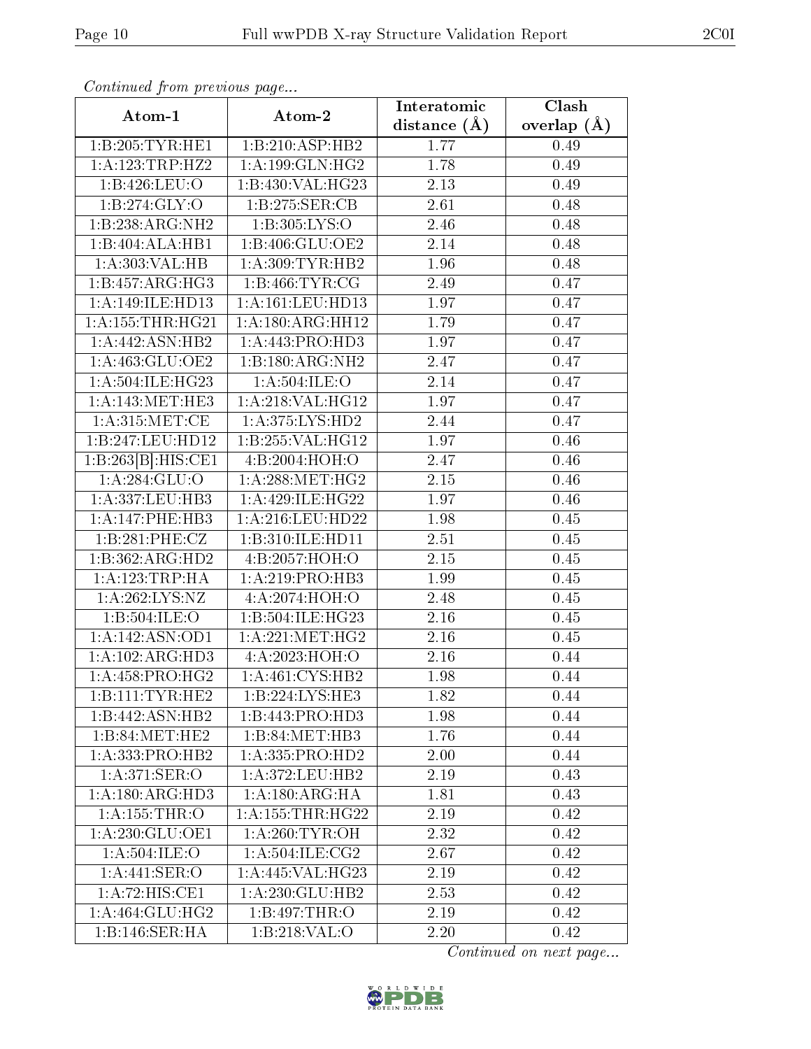*Continued from previous page...*

| Atom-1 | Atom-2 | Interatomic distance (Å) | Clash overlap (Å) |
| --- | --- | --- | --- |
| 1:B:205:TYR:HE1 | 1:B:210:ASP:HB2 | 1.77 | 0.49 |
| 1:A:123:TRP:HZ2 | 1:A:199:GLN:HG2 | 1.78 | 0.49 |
| 1:B:426:LEU:O | 1:B:430:VAL:HG23 | 2.13 | 0.49 |
| 1:B:274:GLY:O | 1:B:275:SER:CB | 2.61 | 0.48 |
| 1:B:238:ARG:NH2 | 1:B:305:LYS:O | 2.46 | 0.48 |
| 1:B:404:ALA:HB1 | 1:B:406:GLU:OE2 | 2.14 | 0.48 |
| 1:A:303:VAL:HB | 1:A:309:TYR:HB2 | 1.96 | 0.48 |
| 1:B:457:ARG:HG3 | 1:B:466:TYR:CG | 2.49 | 0.47 |
| 1:A:149:ILE:HD13 | 1:A:161:LEU:HD13 | 1.97 | 0.47 |
| 1:A:155:THR:HG21 | 1:A:180:ARG:HH12 | 1.79 | 0.47 |
| 1:A:442:ASN:HB2 | 1:A:443:PRO:HD3 | 1.97 | 0.47 |
| 1:A:463:GLU:OE2 | 1:B:180:ARG:NH2 | 2.47 | 0.47 |
| 1:A:504:ILE:HG23 | 1:A:504:ILE:O | 2.14 | 0.47 |
| 1:A:143:MET:HE3 | 1:A:218:VAL:HG12 | 1.97 | 0.47 |
| 1:A:315:MET:CE | 1:A:375:LYS:HD2 | 2.44 | 0.47 |
| 1:B:247:LEU:HD12 | 1:B:255:VAL:HG12 | 1.97 | 0.46 |
| 1:B:263[B]:HIS:CE1 | 4:B:2004:HOH:O | 2.47 | 0.46 |
| 1:A:284:GLU:O | 1:A:288:MET:HG2 | 2.15 | 0.46 |
| 1:A:337:LEU:HB3 | 1:A:429:ILE:HG22 | 1.97 | 0.46 |
| 1:A:147:PHE:HB3 | 1:A:216:LEU:HD22 | 1.98 | 0.45 |
| 1:B:281:PHE:CZ | 1:B:310:ILE:HD11 | 2.51 | 0.45 |
| 1:B:362:ARG:HD2 | 4:B:2057:HOH:O | 2.15 | 0.45 |
| 1:A:123:TRP:HA | 1:A:219:PRO:HB3 | 1.99 | 0.45 |
| 1:A:262:LYS:NZ | 4:A:2074:HOH:O | 2.48 | 0.45 |
| 1:B:504:ILE:O | 1:B:504:ILE:HG23 | 2.16 | 0.45 |
| 1:A:142:ASN:OD1 | 1:A:221:MET:HG2 | 2.16 | 0.45 |
| 1:A:102:ARG:HD3 | 4:A:2023:HOH:O | 2.16 | 0.44 |
| 1:A:458:PRO:HG2 | 1:A:461:CYS:HB2 | 1.98 | 0.44 |
| 1:B:111:TYR:HE2 | 1:B:224:LYS:HE3 | 1.82 | 0.44 |
| 1:B:442:ASN:HB2 | 1:B:443:PRO:HD3 | 1.98 | 0.44 |
| 1:B:84:MET:HE2 | 1:B:84:MET:HB3 | 1.76 | 0.44 |
| 1:A:333:PRO:HB2 | 1:A:335:PRO:HD2 | 2.00 | 0.44 |
| 1:A:371:SER:O | 1:A:372:LEU:HB2 | 2.19 | 0.43 |
| 1:A:180:ARG:HD3 | 1:A:180:ARG:HA | 1.81 | 0.43 |
| 1:A:155:THR:O | 1:A:155:THR:HG22 | 2.19 | 0.42 |
| 1:A:230:GLU:OE1 | 1:A:260:TYR:OH | 2.32 | 0.42 |
| 1:A:504:ILE:O | 1:A:504:ILE:CG2 | 2.67 | 0.42 |
| 1:A:441:SER:O | 1:A:445:VAL:HG23 | 2.19 | 0.42 |
| 1:A:72:HIS:CE1 | 1:A:230:GLU:HB2 | 2.53 | 0.42 |
| 1:A:464:GLU:HG2 | 1:B:497:THR:O | 2.19 | 0.42 |
| 1:B:146:SER:HA | 1:B:218:VAL:O | 2.20 | 0.42 |

*Continued on next page...*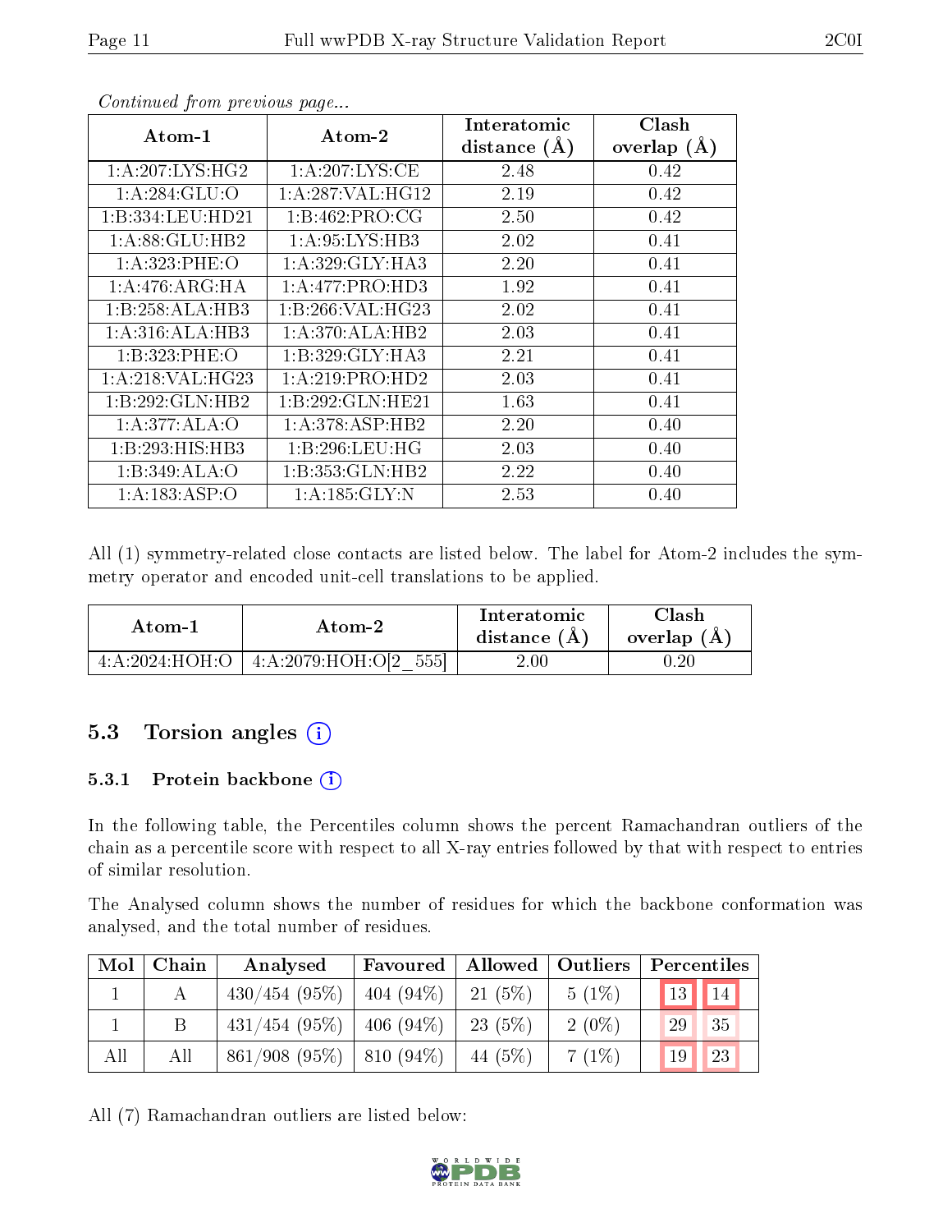*Continued from previous page...*

| Atom-1 | Atom-2 | Interatomic distance (Å) | Clash overlap (Å) |
|---|---|---|---|
| 1:A:207:LYS:HG2 | 1:A:207:LYS:CE | 2.48 | 0.42 |
| 1:A:284:GLU:O | 1:A:287:VAL:HG12 | 2.19 | 0.42 |
| 1:B:334:LEU:HD21 | 1:B:462:PRO:CG | 2.50 | 0.42 |
| 1:A:88:GLU:HB2 | 1:A:95:LYS:HB3 | 2.02 | 0.41 |
| 1:A:323:PHE:O | 1:A:329:GLY:HA3 | 2.20 | 0.41 |
| 1:A:476:ARG:HA | 1:A:477:PRO:HD3 | 1.92 | 0.41 |
| 1:B:258:ALA:HB3 | 1:B:266:VAL:HG23 | 2.02 | 0.41 |
| 1:A:316:ALA:HB3 | 1:A:370:ALA:HB2 | 2.03 | 0.41 |
| 1:B:323:PHE:O | 1:B:329:GLY:HA3 | 2.21 | 0.41 |
| 1:A:218:VAL:HG23 | 1:A:219:PRO:HD2 | 2.03 | 0.41 |
| 1:B:292:GLN:HB2 | 1:B:292:GLN:HE21 | 1.63 | 0.41 |
| 1:A:377:ALA:O | 1:A:378:ASP:HB2 | 2.20 | 0.40 |
| 1:B:293:HIS:HB3 | 1:B:296:LEU:HG | 2.03 | 0.40 |
| 1:B:349:ALA:O | 1:B:353:GLN:HB2 | 2.22 | 0.40 |
| 1:A:183:ASP:O | 1:A:185:GLY:N | 2.53 | 0.40 |

All (1) symmetry-related close contacts are listed below. The label for Atom-2 includes the symmetry operator and encoded unit-cell translations to be applied.

| Atom-1 | Atom-2 | Interatomic distance (Å) | Clash overlap (Å) |
|---|---|---|---|
| 4:A:2024:HOH:O | 4:A:2079:HOH:O[2_555] | 2.00 | 0.20 |

## 5.3 Torsion angles

### 5.3.1 Protein backbone

In the following table, the Percentiles column shows the percent Ramachandran outliers of the chain as a percentile score with respect to all X-ray entries followed by that with respect to entries of similar resolution.

The Analysed column shows the number of residues for which the backbone conformation was analysed, and the total number of residues.

| Mol | Chain | Analysed | Favoured | Allowed | Outliers | Percentiles | |
|---|---|---|---|---|---|---|---|
| 1 | A | 430/454 (95%) | 404 (94%) | 21 (5%) | 5 (1%) | 13 | 14 |
| 1 | B | 431/454 (95%) | 406 (94%) | 23 (5%) | 2 (0%) | 29 | 35 |
| All | All | 861/908 (95%) | 810 (94%) | 44 (5%) | 7 (1%) | 19 | 23 |

All (7) Ramachandran outliers are listed below: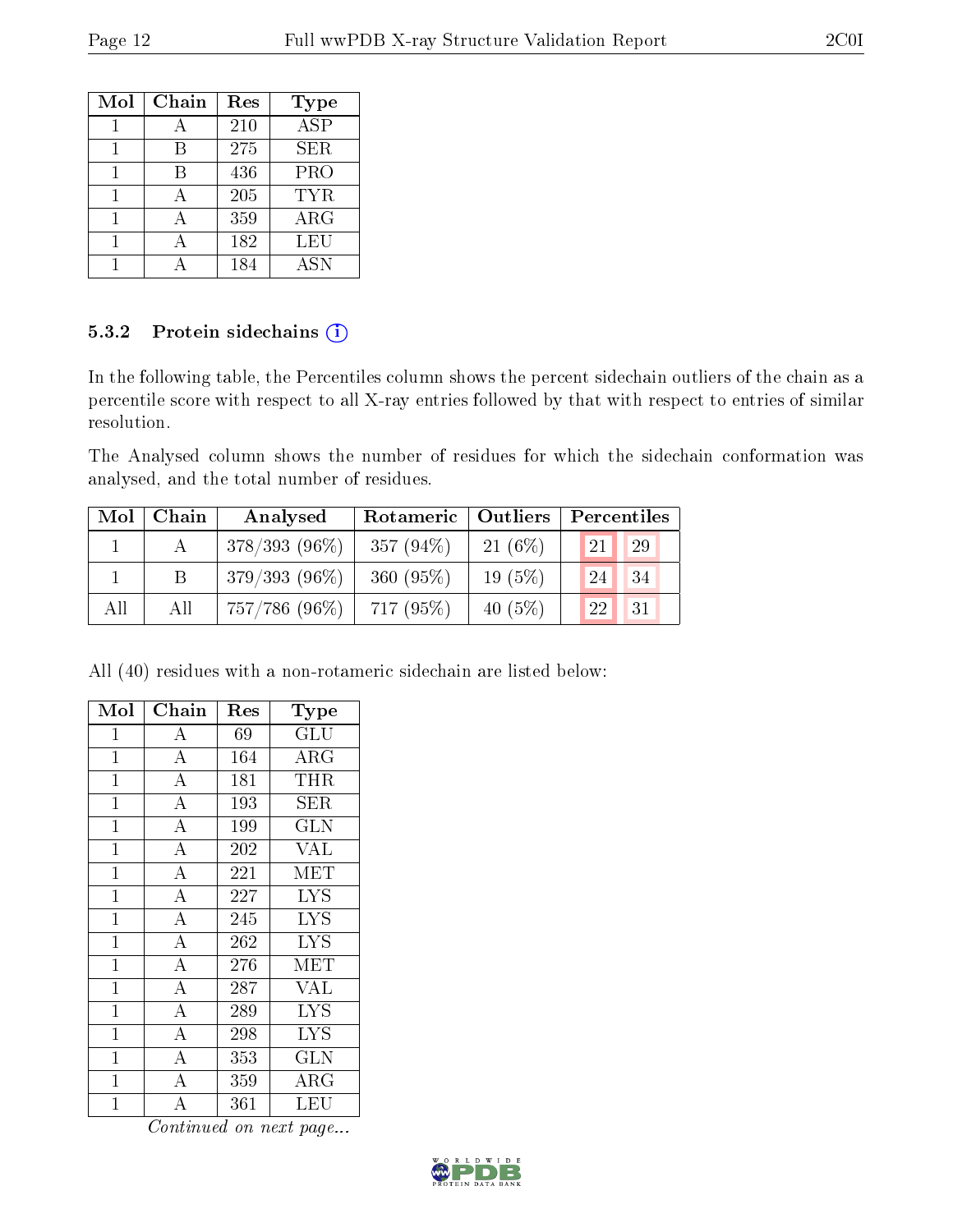| Mol | Chain | Res | Type |
|---|---|---|---|
| 1 | A | 210 | ASP |
| 1 | B | 275 | SER |
| 1 | B | 436 | PRO |
| 1 | A | 205 | TYR |
| 1 | A | 359 | ARG |
| 1 | A | 182 | LEU |
| 1 | A | 184 | ASN |

### 5.3.2 Protein sidechains

In the following table, the Percentiles column shows the percent sidechain outliers of the chain as a percentile score with respect to all X-ray entries followed by that with respect to entries of similar resolution.

The Analysed column shows the number of residues for which the sidechain conformation was analysed, and the total number of residues.

| Mol | Chain | Analysed | Rotameric | Outliers | Percentiles | |
|---|---|---|---|---|---|---|
| 1 | A | 378/393 (96%) | 357 (94%) | 21 (6%) | 21 | 29 |
| 1 | B | 379/393 (96%) | 360 (95%) | 19 (5%) | 24 | 34 |
| All | All | 757/786 (96%) | 717 (95%) | 40 (5%) | 22 | 31 |

All (40) residues with a non-rotameric sidechain are listed below:

| Mol | Chain | Res | Type |
|---|---|---|---|
| 1 | A | 69 | GLU |
| 1 | A | 164 | ARG |
| 1 | A | 181 | THR |
| 1 | A | 193 | SER |
| 1 | A | 199 | GLN |
| 1 | A | 202 | VAL |
| 1 | A | 221 | MET |
| 1 | A | 227 | LYS |
| 1 | A | 245 | LYS |
| 1 | A | 262 | LYS |
| 1 | A | 276 | MET |
| 1 | A | 287 | VAL |
| 1 | A | 289 | LYS |
| 1 | A | 298 | LYS |
| 1 | A | 353 | GLN |
| 1 | A | 359 | ARG |
| 1 | A | 361 | LEU |

*Continued on next page...*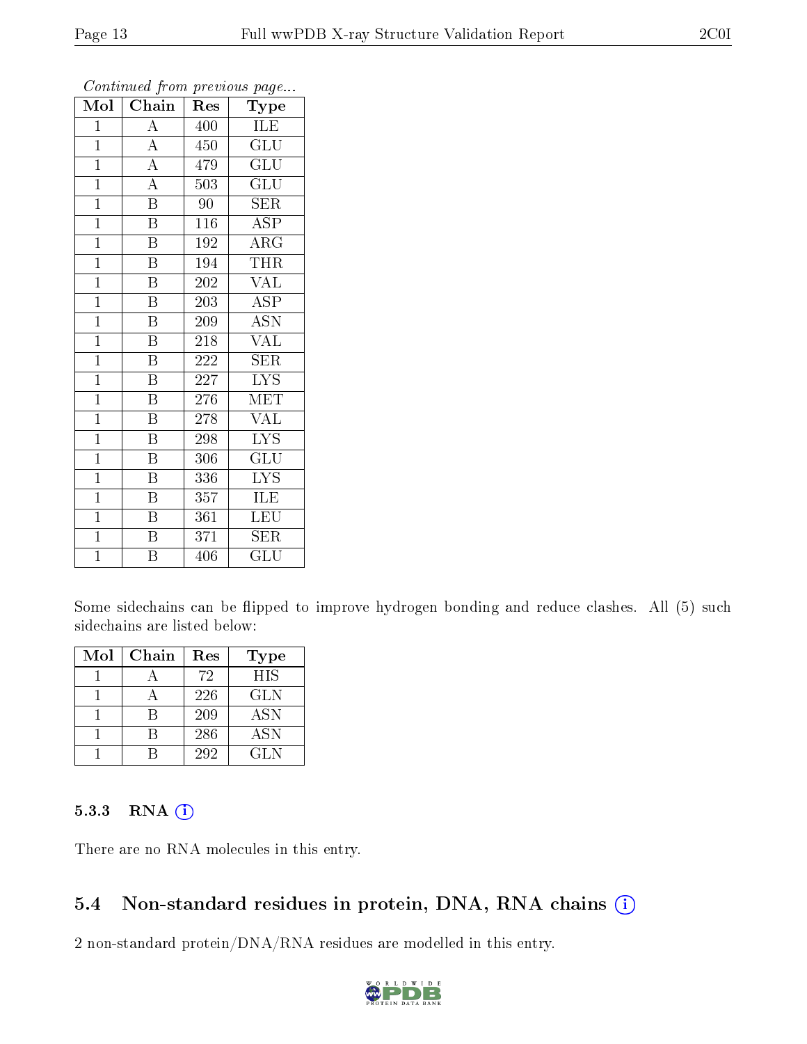*Continued from previous page...*

| Mol | Chain | Res | Type |
|---|---|---|---|
| 1 | A | 400 | ILE |
| 1 | A | 450 | GLU |
| 1 | A | 479 | GLU |
| 1 | A | 503 | GLU |
| 1 | B | 90 | SER |
| 1 | B | 116 | ASP |
| 1 | B | 192 | ARG |
| 1 | B | 194 | THR |
| 1 | B | 202 | VAL |
| 1 | B | 203 | ASP |
| 1 | B | 209 | ASN |
| 1 | B | 218 | VAL |
| 1 | B | 222 | SER |
| 1 | B | 227 | LYS |
| 1 | B | 276 | MET |
| 1 | B | 278 | VAL |
| 1 | B | 298 | LYS |
| 1 | B | 306 | GLU |
| 1 | B | 336 | LYS |
| 1 | B | 357 | ILE |
| 1 | B | 361 | LEU |
| 1 | B | 371 | SER |
| 1 | B | 406 | GLU |

Some sidechains can be flipped to improve hydrogen bonding and reduce clashes. All (5) such sidechains are listed below:

| Mol | Chain | Res | Type |
|---|---|---|---|
| 1 | A | 72 | HIS |
| 1 | A | 226 | GLN |
| 1 | B | 209 | ASN |
| 1 | B | 286 | ASN |
| 1 | B | 292 | GLN |

### 5.3.3 RNA

There are no RNA molecules in this entry.

## 5.4 Non-standard residues in protein, DNA, RNA chains

2 non-standard protein/DNA/RNA residues are modelled in this entry.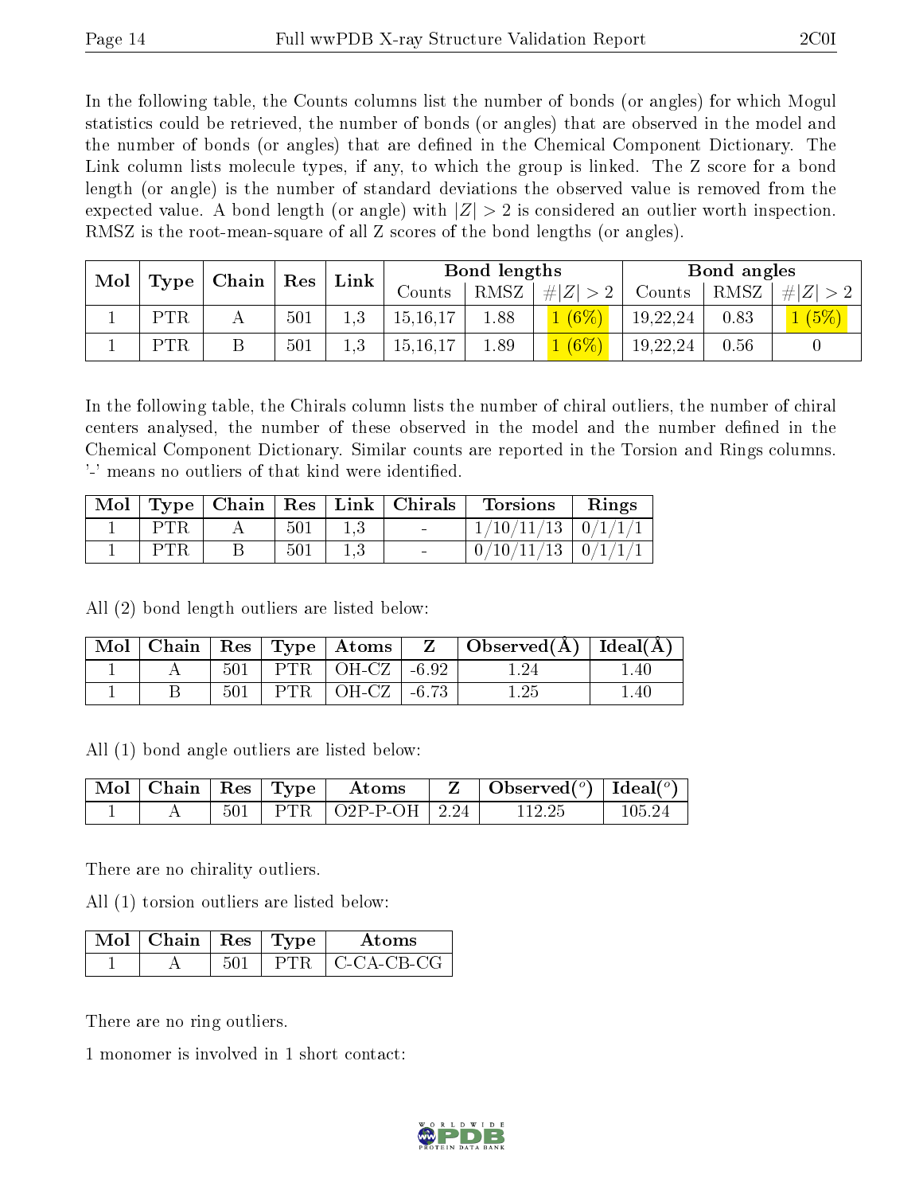In the following table, the Counts columns list the number of bonds (or angles) for which Mogul statistics could be retrieved, the number of bonds (or angles) that are observed in the model and the number of bonds (or angles) that are defined in the Chemical Component Dictionary. The Link column lists molecule types, if any, to which the group is linked. The Z score for a bond length (or angle) is the number of standard deviations the observed value is removed from the expected value. A bond length (or angle) with $|Z| > 2$ is considered an outlier worth inspection. RMSZ is the root-mean-square of all Z scores of the bond lengths (or angles).

| Mol | Type | Chain | Res | Link | Bond lengths | | | Bond angles | | |
|---|---|---|---|---|---|---|---|---|---|---|
| | | | | | Counts | RMSZ | $\#\|Z\| > 2$ | Counts | RMSZ | $\#\|Z\| > 2$ |
| 1 | PTR | A | 501 | 1,3 | 15,16,17 | 1.88 | 1 (6%) | 19,22,24 | 0.83 | 1 (5%) |
| 1 | PTR | B | 501 | 1,3 | 15,16,17 | 1.89 | 1 (6%) | 19,22,24 | 0.56 | 0 |

In the following table, the Chirals column lists the number of chiral outliers, the number of chiral centers analysed, the number of these observed in the model and the number defined in the Chemical Component Dictionary. Similar counts are reported in the Torsion and Rings columns. '-' means no outliers of that kind were identified.

| Mol | Type | Chain | Res | Link | Chirals | Torsions | Rings |
|---|---|---|---|---|---|---|---|
| 1 | PTR | A | 501 | 1,3 | - | 1/10/11/13 | 0/1/1/1 |
| 1 | PTR | B | 501 | 1,3 | - | 0/10/11/13 | 0/1/1/1 |

All (2) bond length outliers are listed below:

| Mol | Chain | Res | Type | Atoms | Z | Observed(Å) | Ideal(Å) |
|---|---|---|---|---|---|---|---|
| 1 | A | 501 | PTR | OH-CZ | -6.92 | 1.24 | 1.40 |
| 1 | B | 501 | PTR | OH-CZ | -6.73 | 1.25 | 1.40 |

All (1) bond angle outliers are listed below:

| Mol | Chain | Res | Type | Atoms | Z | Observed($^o$) | Ideal($^o$) |
|---|---|---|---|---|---|---|---|
| 1 | A | 501 | PTR | O2P-P-OH | 2.24 | 112.25 | 105.24 |

There are no chirality outliers.

All (1) torsion outliers are listed below:

| Mol | Chain | Res | Type | Atoms |
|---|---|---|---|---|
| 1 | A | 501 | PTR | C-CA-CB-CG |

There are no ring outliers.

1 monomer is involved in 1 short contact: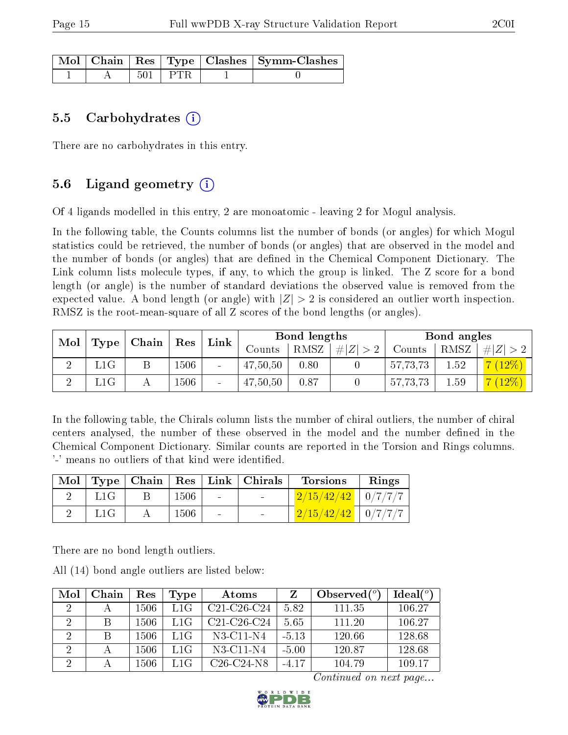| Mol | Chain | Res | Type | Clashes | Symm-Clashes |
|---|---|---|---|---|---|
| 1 | A | 501 | PTR | 1 | 0 |

### 5.5 Carbohydrates (i)

There are no carbohydrates in this entry.

### 5.6 Ligand geometry (i)

Of 4 ligands modelled in this entry, 2 are monoatomic - leaving 2 for Mogul analysis.

In the following table, the Counts columns list the number of bonds (or angles) for which Mogul statistics could be retrieved, the number of bonds (or angles) that are observed in the model and the number of bonds (or angles) that are defined in the Chemical Component Dictionary. The Link column lists molecule types, if any, to which the group is linked. The Z score for a bond length (or angle) is the number of standard deviations the observed value is removed from the expected value. A bond length (or angle) with $|Z| > 2$ is considered an outlier worth inspection. RMSZ is the root-mean-square of all Z scores of the bond lengths (or angles).

| Mol | Type | Chain | Res | Link | Bond lengths | | | Bond angles | | |
|---|---|---|---|---|---|---|---|---|---|---|
| | | | | | Counts | RMSZ | $\#\|Z\|>2$ | Counts | RMSZ | $\#\|Z\|>2$ |
| 2 | L1G | B | 1506 | - | 47,50,50 | 0.80 | 0 | 57,73,73 | 1.52 | 7 (12%) |
| 2 | L1G | A | 1506 | - | 47,50,50 | 0.87 | 0 | 57,73,73 | 1.59 | 7 (12%) |

In the following table, the Chirals column lists the number of chiral outliers, the number of chiral centers analysed, the number of these observed in the model and the number defined in the Chemical Component Dictionary. Similar counts are reported in the Torsion and Rings columns. '-' means no outliers of that kind were identified.

| Mol | Type | Chain | Res | Link | Chirals | Torsions | Rings |
|---|---|---|---|---|---|---|---|
| 2 | L1G | B | 1506 | - | - | 2/15/42/42 | 0/7/7/7 |
| 2 | L1G | A | 1506 | - | - | 2/15/42/42 | 0/7/7/7 |

There are no bond length outliers.

All (14) bond angle outliers are listed below:

| Mol | Chain | Res | Type | Atoms | Z | Observed(°) | Ideal(°) |
|---|---|---|---|---|---|---|---|
| 2 | A | 1506 | L1G | C21-C26-C24 | 5.82 | 111.35 | 106.27 |
| 2 | B | 1506 | L1G | C21-C26-C24 | 5.65 | 111.20 | 106.27 |
| 2 | B | 1506 | L1G | N3-C11-N4 | -5.13 | 120.66 | 128.68 |
| 2 | A | 1506 | L1G | N3-C11-N4 | -5.00 | 120.87 | 128.68 |
| 2 | A | 1506 | L1G | C26-C24-N8 | -4.17 | 104.79 | 109.17 |

*Continued on next page...*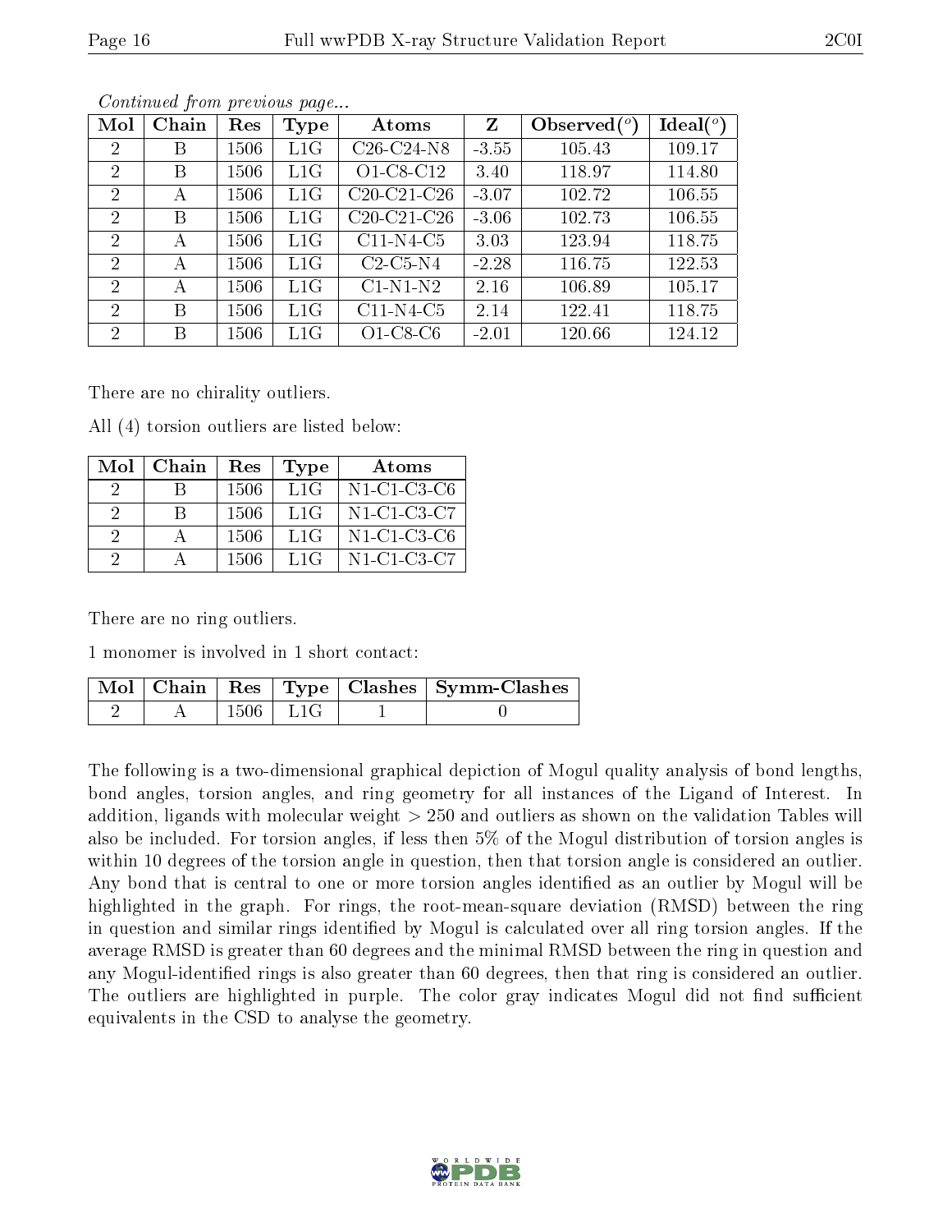*Continued from previous page...*

| Mol | Chain | Res | Type | Atoms | Z | Observed(°) | Ideal(°) |
|---|---|---|---|---|---|---|---|
| 2 | B | 1506 | L1G | C26-C24-N8 | -3.55 | 105.43 | 109.17 |
| 2 | B | 1506 | L1G | O1-C8-C12 | 3.40 | 118.97 | 114.80 |
| 2 | A | 1506 | L1G | C20-C21-C26 | -3.07 | 102.72 | 106.55 |
| 2 | B | 1506 | L1G | C20-C21-C26 | -3.06 | 102.73 | 106.55 |
| 2 | A | 1506 | L1G | C11-N4-C5 | 3.03 | 123.94 | 118.75 |
| 2 | A | 1506 | L1G | C2-C5-N4 | -2.28 | 116.75 | 122.53 |
| 2 | A | 1506 | L1G | C1-N1-N2 | 2.16 | 106.89 | 105.17 |
| 2 | B | 1506 | L1G | C11-N4-C5 | 2.14 | 122.41 | 118.75 |
| 2 | B | 1506 | L1G | O1-C8-C6 | -2.01 | 120.66 | 124.12 |

There are no chirality outliers.

All (4) torsion outliers are listed below:

| Mol | Chain | Res | Type | Atoms |
|---|---|---|---|---|
| 2 | B | 1506 | L1G | N1-C1-C3-C6 |
| 2 | B | 1506 | L1G | N1-C1-C3-C7 |
| 2 | A | 1506 | L1G | N1-C1-C3-C6 |
| 2 | A | 1506 | L1G | N1-C1-C3-C7 |

There are no ring outliers.

1 monomer is involved in 1 short contact:

| Mol | Chain | Res | Type | Clashes | Symm-Clashes |
|---|---|---|---|---|---|
| 2 | A | 1506 | L1G | 1 | 0 |

The following is a two-dimensional graphical depiction of Mogul quality analysis of bond lengths, bond angles, torsion angles, and ring geometry for all instances of the Ligand of Interest. In addition, ligands with molecular weight > 250 and outliers as shown on the validation Tables will also be included. For torsion angles, if less then 5% of the Mogul distribution of torsion angles is within 10 degrees of the torsion angle in question, then that torsion angle is considered an outlier. Any bond that is central to one or more torsion angles identified as an outlier by Mogul will be highlighted in the graph. For rings, the root-mean-square deviation (RMSD) between the ring in question and similar rings identified by Mogul is calculated over all ring torsion angles. If the average RMSD is greater than 60 degrees and the minimal RMSD between the ring in question and any Mogul-identified rings is also greater than 60 degrees, then that ring is considered an outlier. The outliers are highlighted in purple. The color gray indicates Mogul did not find sufficient equivalents in the CSD to analyse the geometry.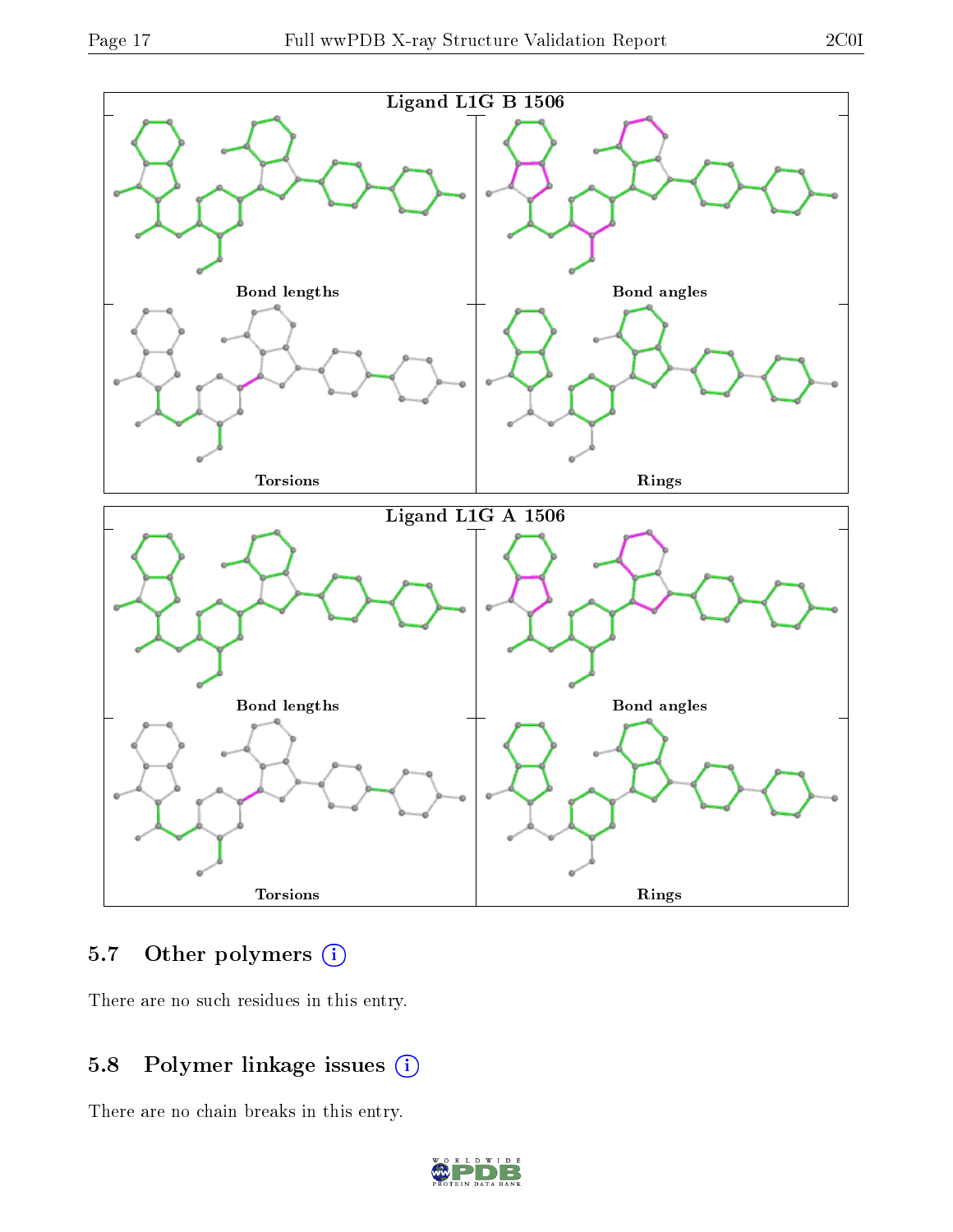Ligand L1G B 1506

Bond lengths

Bond angles

Torsions

Rings

Ligand L1G A 1506

Bond lengths

Bond angles

Torsions

Rings

## 5.7 Other polymers

There are no such residues in this entry.

## 5.8 Polymer linkage issues

There are no chain breaks in this entry.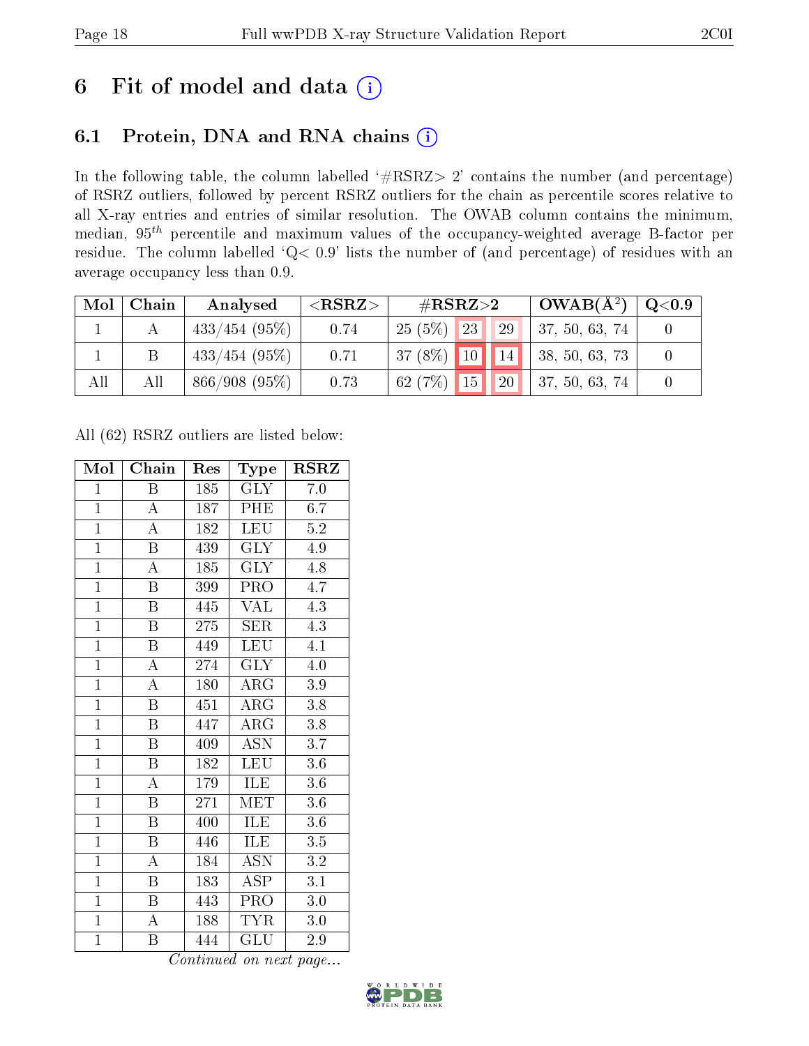# 6 Fit of model and data (i)

## 6.1 Protein, DNA and RNA chains (i)

In the following table, the column labelled '#RSRZ> 2' contains the number (and percentage) of RSRZ outliers, followed by percent RSRZ outliers for the chain as percentile scores relative to all X-ray entries and entries of similar resolution. The OWAB column contains the minimum, median, $95^{th}$ percentile and maximum values of the occupancy-weighted average B-factor per residue. The column labelled 'Q< 0.9' lists the number of (and percentage) of residues with an average occupancy less than 0.9.

| Mol | Chain | Analysed | <RSRZ> | #RSRZ>2 | | | OWAB(Å$^2$) | Q<0.9 |
|---|---|---|---|---|---|---|---|---|
| 1 | A | 433/454 (95%) | 0.74 | 25 (5%) | 23 | 29 | 37, 50, 63, 74 | 0 |
| 1 | B | 433/454 (95%) | 0.71 | 37 (8%) | 10 | 14 | 38, 50, 63, 73 | 0 |
| All | All | 866/908 (95%) | 0.73 | 62 (7%) | 15 | 20 | 37, 50, 63, 74 | 0 |

All (62) RSRZ outliers are listed below:

| Mol | Chain | Res | Type | RSRZ |
|---|---|---|---|---|
| 1 | B | 185 | GLY | 7.0 |
| 1 | A | 187 | PHE | 6.7 |
| 1 | A | 182 | LEU | 5.2 |
| 1 | B | 439 | GLY | 4.9 |
| 1 | A | 185 | GLY | 4.8 |
| 1 | B | 399 | PRO | 4.7 |
| 1 | B | 445 | VAL | 4.3 |
| 1 | B | 275 | SER | 4.3 |
| 1 | B | 449 | LEU | 4.1 |
| 1 | A | 274 | GLY | 4.0 |
| 1 | A | 180 | ARG | 3.9 |
| 1 | B | 451 | ARG | 3.8 |
| 1 | B | 447 | ARG | 3.8 |
| 1 | B | 409 | ASN | 3.7 |
| 1 | B | 182 | LEU | 3.6 |
| 1 | A | 179 | ILE | 3.6 |
| 1 | B | 271 | MET | 3.6 |
| 1 | B | 400 | ILE | 3.6 |
| 1 | B | 446 | ILE | 3.5 |
| 1 | A | 184 | ASN | 3.2 |
| 1 | B | 183 | ASP | 3.1 |
| 1 | B | 443 | PRO | 3.0 |
| 1 | A | 188 | TYR | 3.0 |
| 1 | B | 444 | GLU | 2.9 |

*Continued on next page...*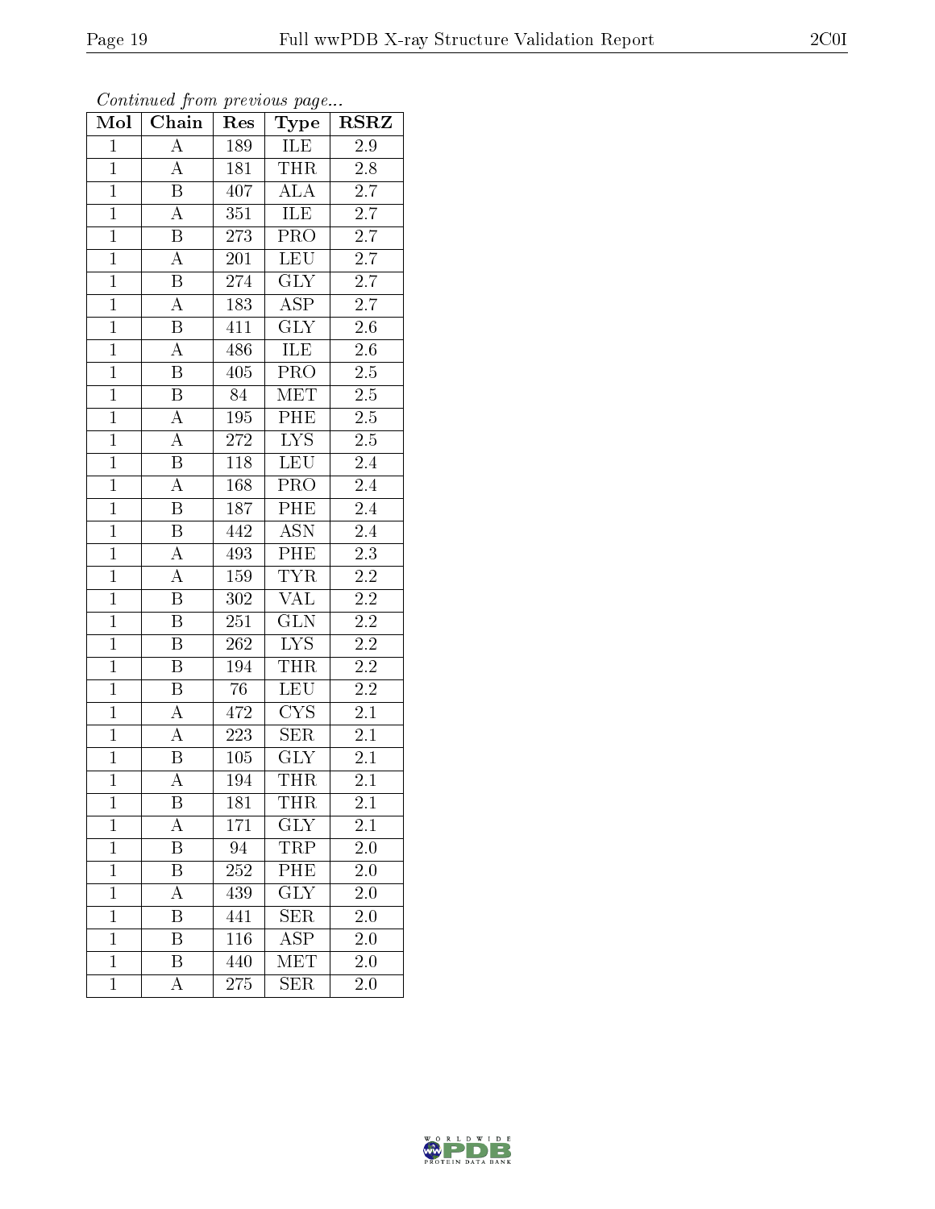*Continued from previous page...*

| Mol | Chain | Res | Type | RSRZ |
|---|---|---|---|---|
| 1 | A | 189 | ILE | 2.9 |
| 1 | A | 181 | THR | 2.8 |
| 1 | B | 407 | ALA | 2.7 |
| 1 | A | 351 | ILE | 2.7 |
| 1 | B | 273 | PRO | 2.7 |
| 1 | A | 201 | LEU | 2.7 |
| 1 | B | 274 | GLY | 2.7 |
| 1 | A | 183 | ASP | 2.7 |
| 1 | B | 411 | GLY | 2.6 |
| 1 | A | 486 | ILE | 2.6 |
| 1 | B | 405 | PRO | 2.5 |
| 1 | B | 84 | MET | 2.5 |
| 1 | A | 195 | PHE | 2.5 |
| 1 | A | 272 | LYS | 2.5 |
| 1 | B | 118 | LEU | 2.4 |
| 1 | A | 168 | PRO | 2.4 |
| 1 | B | 187 | PHE | 2.4 |
| 1 | B | 442 | ASN | 2.4 |
| 1 | A | 493 | PHE | 2.3 |
| 1 | A | 159 | TYR | 2.2 |
| 1 | B | 302 | VAL | 2.2 |
| 1 | B | 251 | GLN | 2.2 |
| 1 | B | 262 | LYS | 2.2 |
| 1 | B | 194 | THR | 2.2 |
| 1 | B | 76 | LEU | 2.2 |
| 1 | A | 472 | CYS | 2.1 |
| 1 | A | 223 | SER | 2.1 |
| 1 | B | 105 | GLY | 2.1 |
| 1 | A | 194 | THR | 2.1 |
| 1 | B | 181 | THR | 2.1 |
| 1 | A | 171 | GLY | 2.1 |
| 1 | B | 94 | TRP | 2.0 |
| 1 | B | 252 | PHE | 2.0 |
| 1 | A | 439 | GLY | 2.0 |
| 1 | B | 441 | SER | 2.0 |
| 1 | B | 116 | ASP | 2.0 |
| 1 | B | 440 | MET | 2.0 |
| 1 | A | 275 | SER | 2.0 |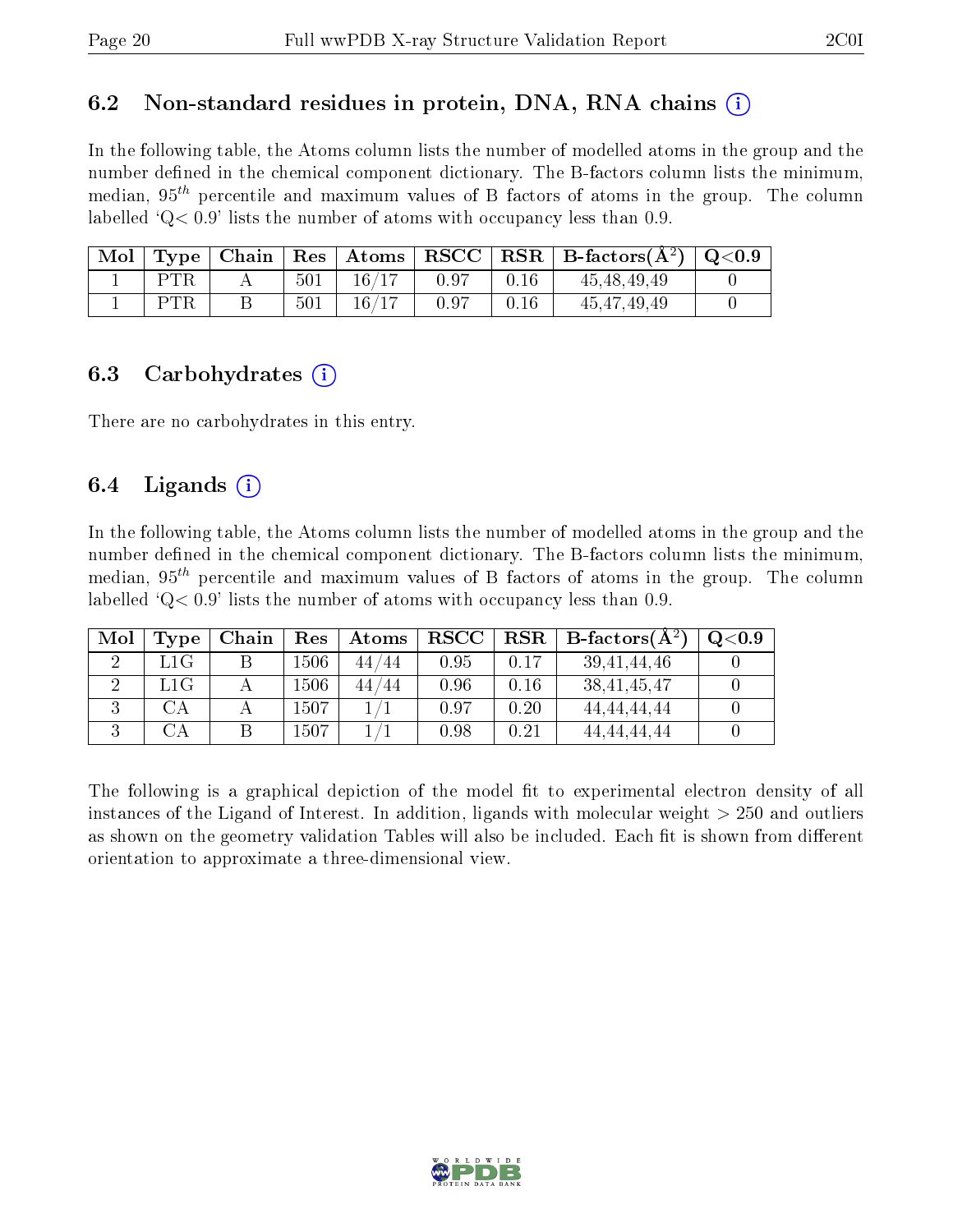### 6.2 Non-standard residues in protein, DNA, RNA chains

In the following table, the Atoms column lists the number of modelled atoms in the group and the number defined in the chemical component dictionary. The B-factors column lists the minimum, median, $95^{th}$ percentile and maximum values of B factors of atoms in the group. The column labelled 'Q< 0.9' lists the number of atoms with occupancy less than 0.9.

| Mol | Type | Chain | Res | Atoms | RSCC | RSR | B-factors(Å$^2$) | Q<0.9 |
|---|---|---|---|---|---|---|---|---|
| 1 | PTR | A | 501 | 16/17 | 0.97 | 0.16 | 45,48,49,49 | 0 |
| 1 | PTR | B | 501 | 16/17 | 0.97 | 0.16 | 45,47,49,49 | 0 |

### 6.3 Carbohydrates

There are no carbohydrates in this entry.

### 6.4 Ligands

In the following table, the Atoms column lists the number of modelled atoms in the group and the number defined in the chemical component dictionary. The B-factors column lists the minimum, median, $95^{th}$ percentile and maximum values of B factors of atoms in the group. The column labelled 'Q< 0.9' lists the number of atoms with occupancy less than 0.9.

| Mol | Type | Chain | Res | Atoms | RSCC | RSR | B-factors(Å$^2$) | Q<0.9 |
|---|---|---|---|---|---|---|---|---|
| 2 | L1G | B | 1506 | 44/44 | 0.95 | 0.17 | 39,41,44,46 | 0 |
| 2 | L1G | A | 1506 | 44/44 | 0.96 | 0.16 | 38,41,45,47 | 0 |
| 3 | CA | A | 1507 | 1/1 | 0.97 | 0.20 | 44,44,44,44 | 0 |
| 3 | CA | B | 1507 | 1/1 | 0.98 | 0.21 | 44,44,44,44 | 0 |

The following is a graphical depiction of the model fit to experimental electron density of all instances of the Ligand of Interest. In addition, ligands with molecular weight > 250 and outliers as shown on the geometry validation Tables will also be included. Each fit is shown from different orientation to approximate a three-dimensional view.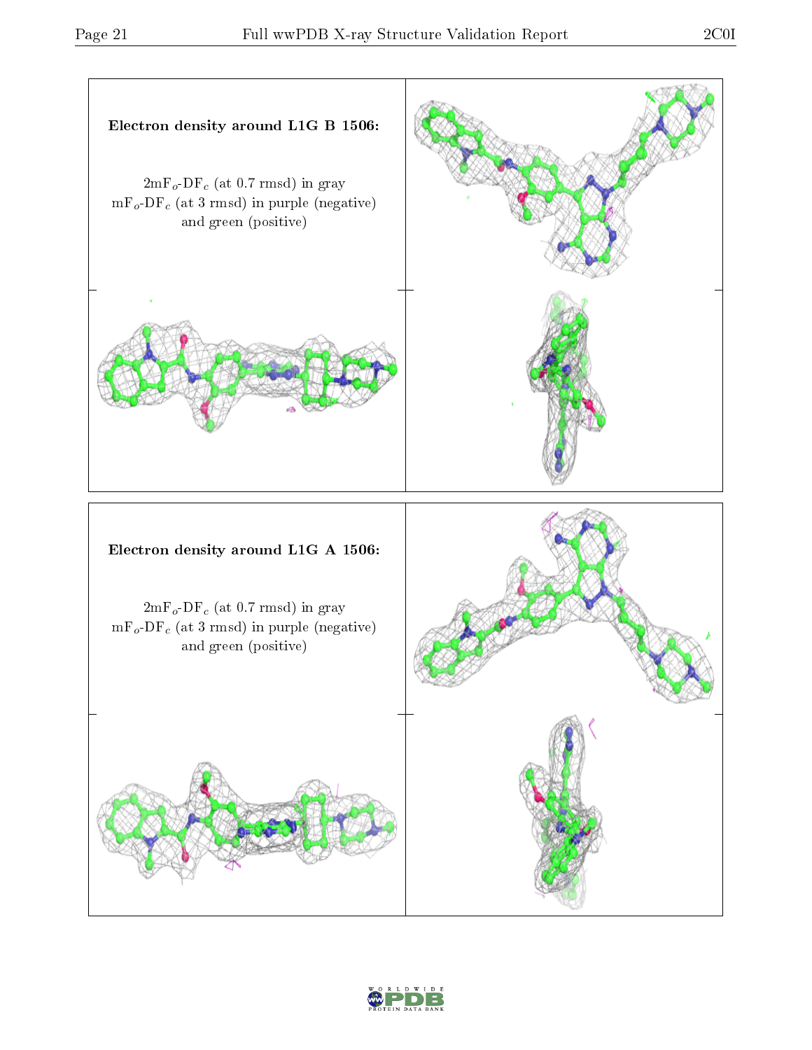**Electron density around L1G B 1506:**

$2mF_o$-$DF_c$ (at 0.7 rmsd) in gray
$mF_o$-$DF_c$ (at 3 rmsd) in purple (negative)
and green (positive)

**Electron density around L1G A 1506:**

$2mF_o$-$DF_c$ (at 0.7 rmsd) in gray
$mF_o$-$DF_c$ (at 3 rmsd) in purple (negative)
and green (positive)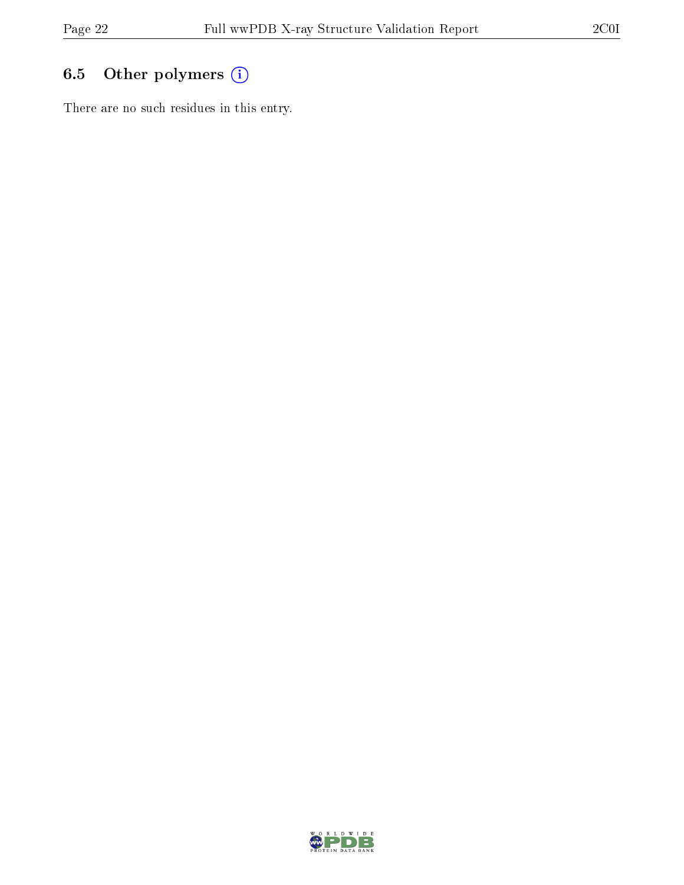### 6.5 Other polymers

There are no such residues in this entry.